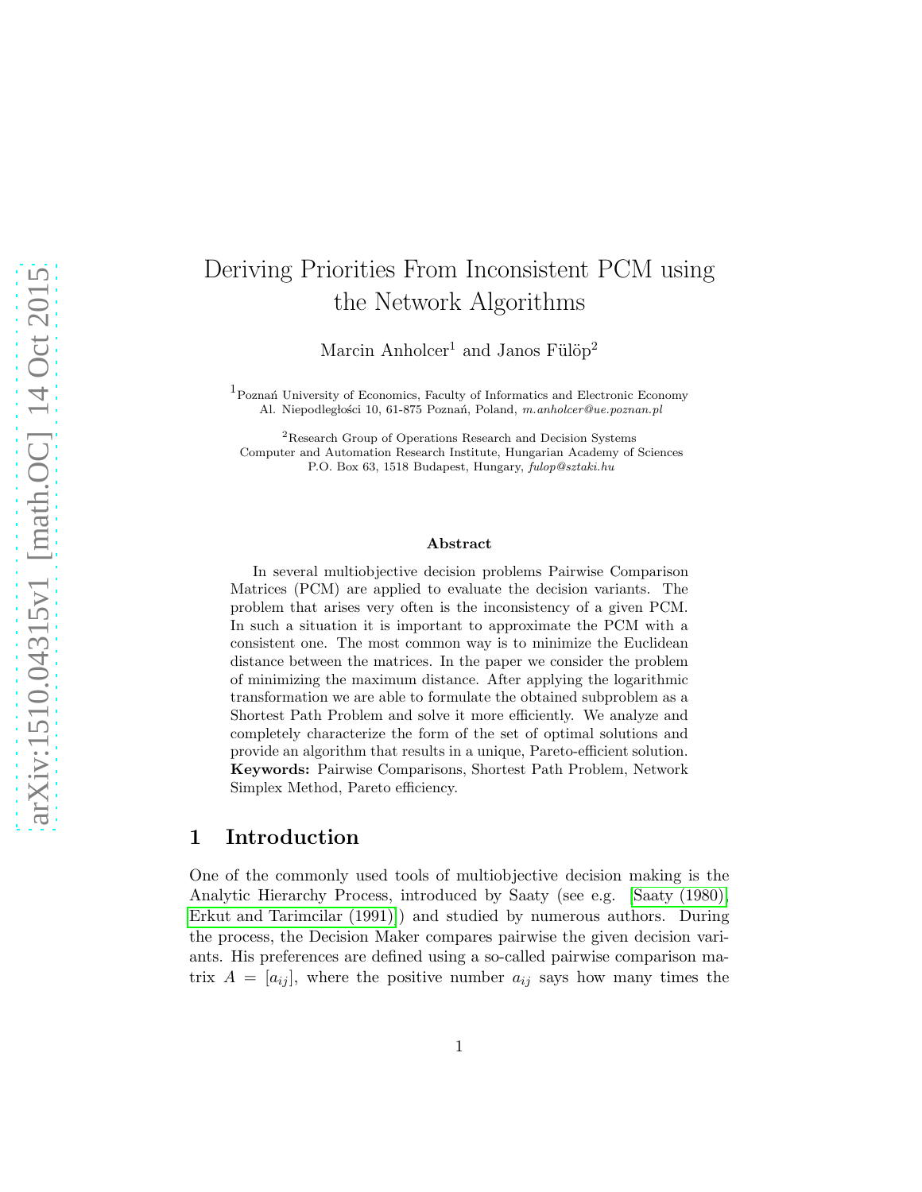# Deriving Priorities From Inconsistent PCM using the Network Algorithms

Marcin Anholcer[1] and Janos Fülöp[2]

[1]Poznań University of Economics, Faculty of Informatics and Electronic Economy
Al. Niepodległości 10, 61-875 Poznań, Poland, *m.anholcer@ue.poznan.pl*

[2]Research Group of Operations Research and Decision Systems
Computer and Automation Research Institute, Hungarian Academy of Sciences
P.O. Box 63, 1518 Budapest, Hungary, *fulop@sztaki.hu*

### Abstract

In several multiobjective decision problems Pairwise Comparison Matrices (PCM) are applied to evaluate the decision variants. The problem that arises very often is the inconsistency of a given PCM. In such a situation it is important to approximate the PCM with a consistent one. The most common way is to minimize the Euclidean distance between the matrices. In the paper we consider the problem of minimizing the maximum distance. After applying the logarithmic transformation we are able to formulate the obtained subproblem as a Shortest Path Problem and solve it more efficiently. We analyze and completely characterize the form of the set of optimal solutions and provide an algorithm that results in a unique, Pareto-efficient solution.

**Keywords:** Pairwise Comparisons, Shortest Path Problem, Network Simplex Method, Pareto efficiency.

## 1 Introduction

One of the commonly used tools of multiobjective decision making is the Analytic Hierarchy Process, introduced by Saaty (see e.g. [Saaty (1980), Erkut and Tarimcilar (1991)]) and studied by numerous authors. During the process, the Decision Maker compares pairwise the given decision variants. His preferences are defined using a so-called pairwise comparison matrix $A = [a_{ij}]$, where the positive number $a_{ij}$ says how many times the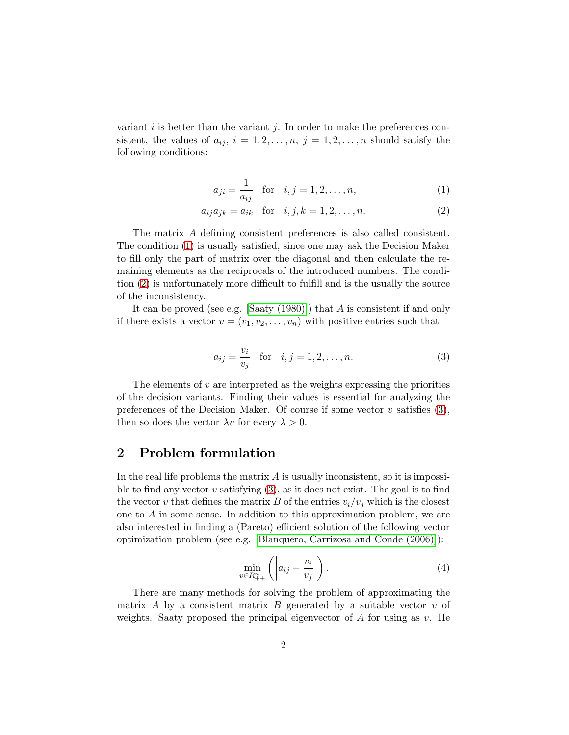variant $i$ is better than the variant $j$. In order to make the preferences consistent, the values of $a_{ij}$, $i = 1, 2, \ldots, n$, $j = 1, 2, \ldots, n$ should satisfy the following conditions:

$$a_{ji} = \frac{1}{a_{ij}} \quad \text{for} \quad i, j = 1, 2, \ldots, n, \tag{1}$$

$$a_{ij} a_{jk} = a_{ik} \quad \text{for} \quad i, j, k = 1, 2, \ldots, n. \tag{2}$$

The matrix $A$ defining consistent preferences is also called consistent. The condition (1) is usually satisfied, since one may ask the Decision Maker to fill only the part of matrix over the diagonal and then calculate the remaining elements as the reciprocals of the introduced numbers. The condition (2) is unfortunately more difficult to fulfill and is the usually the source of the inconsistency.

It can be proved (see e.g. [Saaty (1980)]) that $A$ is consistent if and only if there exists a vector $v = (v_1, v_2, \ldots, v_n)$ with positive entries such that

$$a_{ij} = \frac{v_i}{v_j} \quad \text{for} \quad i, j = 1, 2, \ldots, n. \tag{3}$$

The elements of $v$ are interpreted as the weights expressing the priorities of the decision variants. Finding their values is essential for analyzing the preferences of the Decision Maker. Of course if some vector $v$ satisfies (3), then so does the vector $\lambda v$ for every $\lambda > 0$.

## 2 Problem formulation

In the real life problems the matrix $A$ is usually inconsistent, so it is impossible to find any vector $v$ satisfying (3), as it does not exist. The goal is to find the vector $v$ that defines the matrix $B$ of the entries $v_i/v_j$ which is the closest one to $A$ in some sense. In addition to this approximation problem, we are also interested in finding a (Pareto) efficient solution of the following vector optimization problem (see e.g. [Blanquero, Carrizosa and Conde (2006)]):

$$\min_{v \in R^n_{++}} \left( \left| a_{ij} - \frac{v_i}{v_j} \right| \right). \tag{4}$$

There are many methods for solving the problem of approximating the matrix $A$ by a consistent matrix $B$ generated by a suitable vector $v$ of weights. Saaty proposed the principal eigenvector of $A$ for using as $v$. He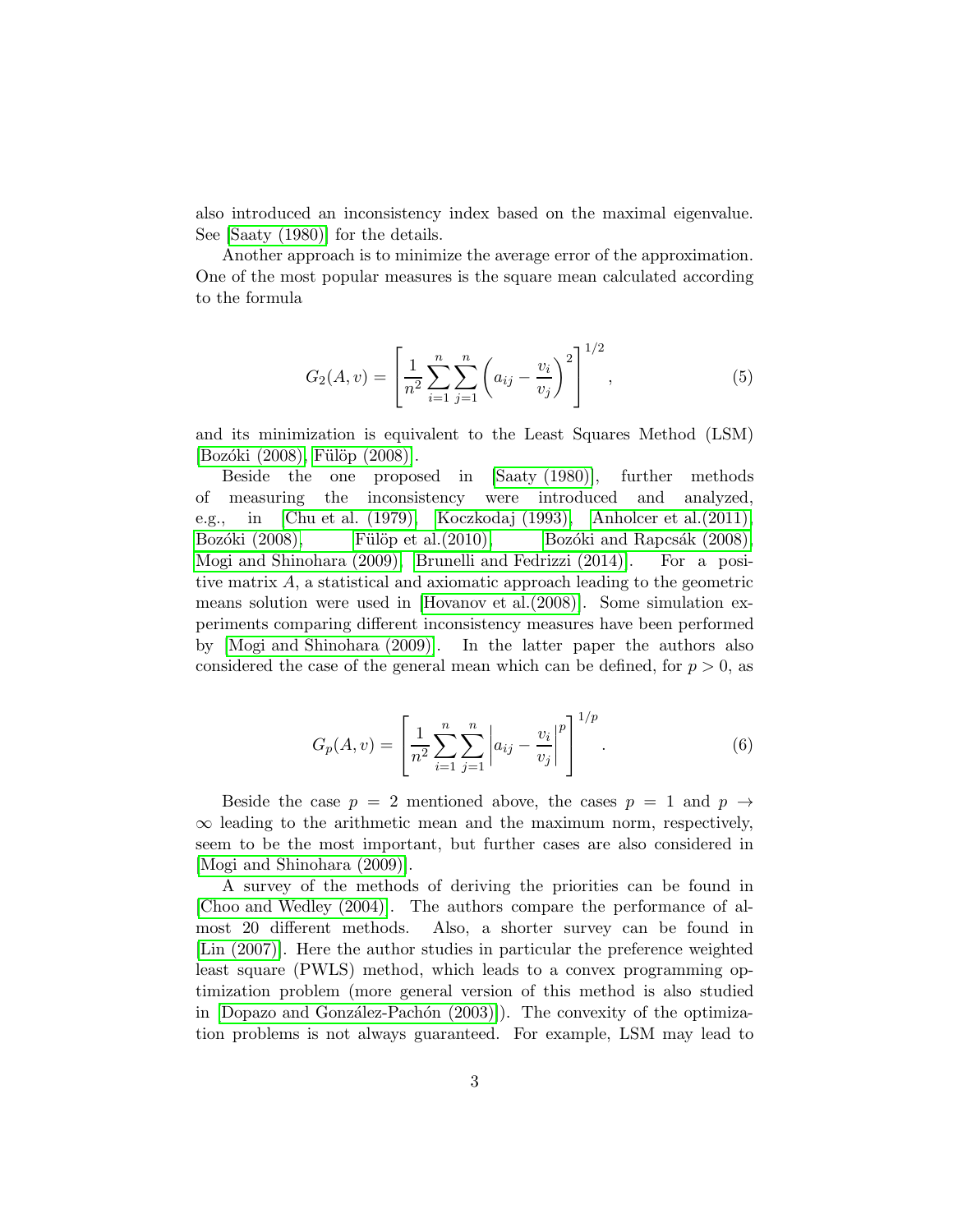also introduced an inconsistency index based on the maximal eigenvalue. See [Saaty (1980)] for the details.

Another approach is to minimize the average error of the approximation. One of the most popular measures is the square mean calculated according to the formula

$$G_2(A, v) = \left[ \frac{1}{n^2} \sum_{i=1}^{n} \sum_{j=1}^{n} \left( a_{ij} - \frac{v_i}{v_j} \right)^2 \right]^{1/2}, \tag{5}$$

and its minimization is equivalent to the Least Squares Method (LSM) [Bozóki (2008), Fülöp (2008)].

Beside the one proposed in [Saaty (1980)], further methods of measuring the inconsistency were introduced and analyzed, e.g., in [Chu et al. (1979), Koczkodaj (1993), Anholcer et al.(2011), Bozóki (2008), Fülöp et al.(2010), Bozóki and Rapcsák (2008), Mogi and Shinohara (2009), Brunelli and Fedrizzi (2014)]. For a positive matrix $A$, a statistical and axiomatic approach leading to the geometric means solution were used in [Hovanov et al.(2008)]. Some simulation experiments comparing different inconsistency measures have been performed by [Mogi and Shinohara (2009)]. In the latter paper the authors also considered the case of the general mean which can be defined, for $p > 0$, as

$$G_p(A, v) = \left[ \frac{1}{n^2} \sum_{i=1}^{n} \sum_{j=1}^{n} \left| a_{ij} - \frac{v_i}{v_j} \right|^p \right]^{1/p}. \tag{6}$$

Beside the case $p = 2$ mentioned above, the cases $p = 1$ and $p \to \infty$ leading to the arithmetic mean and the maximum norm, respectively, seem to be the most important, but further cases are also considered in [Mogi and Shinohara (2009)].

A survey of the methods of deriving the priorities can be found in [Choo and Wedley (2004)]. The authors compare the performance of almost 20 different methods. Also, a shorter survey can be found in [Lin (2007)]. Here the author studies in particular the preference weighted least square (PWLS) method, which leads to a convex programming optimization problem (more general version of this method is also studied in [Dopazo and González-Pachón (2003)]). The convexity of the optimization problems is not always guaranteed. For example, LSM may lead to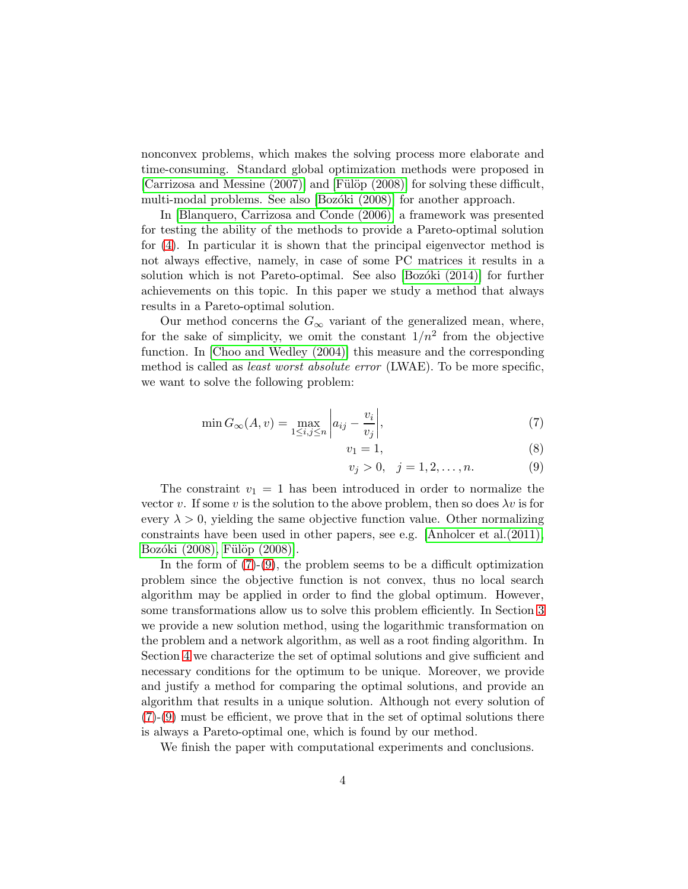nonconvex problems, which makes the solving process more elaborate and time-consuming. Standard global optimization methods were proposed in [Carrizosa and Messine (2007)] and [Fülöp (2008)] for solving these difficult, multi-modal problems. See also [Bozóki (2008)] for another approach.

In [Blanquero, Carrizosa and Conde (2006)] a framework was presented for testing the ability of the methods to provide a Pareto-optimal solution for (4). In particular it is shown that the principal eigenvector method is not always effective, namely, in case of some PC matrices it results in a solution which is not Pareto-optimal. See also [Bozóki (2014)] for further achievements on this topic. In this paper we study a method that always results in a Pareto-optimal solution.

Our method concerns the $G_\infty$ variant of the generalized mean, where, for the sake of simplicity, we omit the constant $1/n^2$ from the objective function. In [Choo and Wedley (2004)] this measure and the corresponding method is called as *least worst absolute error* (LWAE). To be more specific, we want to solve the following problem:

$$\min G_\infty(A, v) = \max_{1 \le i,j \le n} \left| a_{ij} - \frac{v_i}{v_j} \right|, \tag{7}$$

$$v_1 = 1, \tag{8}$$

$$v_j > 0, \quad j = 1, 2, \ldots, n. \tag{9}$$

The constraint $v_1 = 1$ has been introduced in order to normalize the vector $v$. If some $v$ is the solution to the above problem, then so does $\lambda v$ is for every $\lambda > 0$, yielding the same objective function value. Other normalizing constraints have been used in other papers, see e.g. [Anholcer et al.(2011), Bozóki (2008), Fülöp (2008)].

In the form of (7)-(9), the problem seems to be a difficult optimization problem since the objective function is not convex, thus no local search algorithm may be applied in order to find the global optimum. However, some transformations allow us to solve this problem efficiently. In Section 3 we provide a new solution method, using the logarithmic transformation on the problem and a network algorithm, as well as a root finding algorithm. In Section 4 we characterize the set of optimal solutions and give sufficient and necessary conditions for the optimum to be unique. Moreover, we provide and justify a method for comparing the optimal solutions, and provide an algorithm that results in a unique solution. Although not every solution of (7)-(9) must be efficient, we prove that in the set of optimal solutions there is always a Pareto-optimal one, which is found by our method.

We finish the paper with computational experiments and conclusions.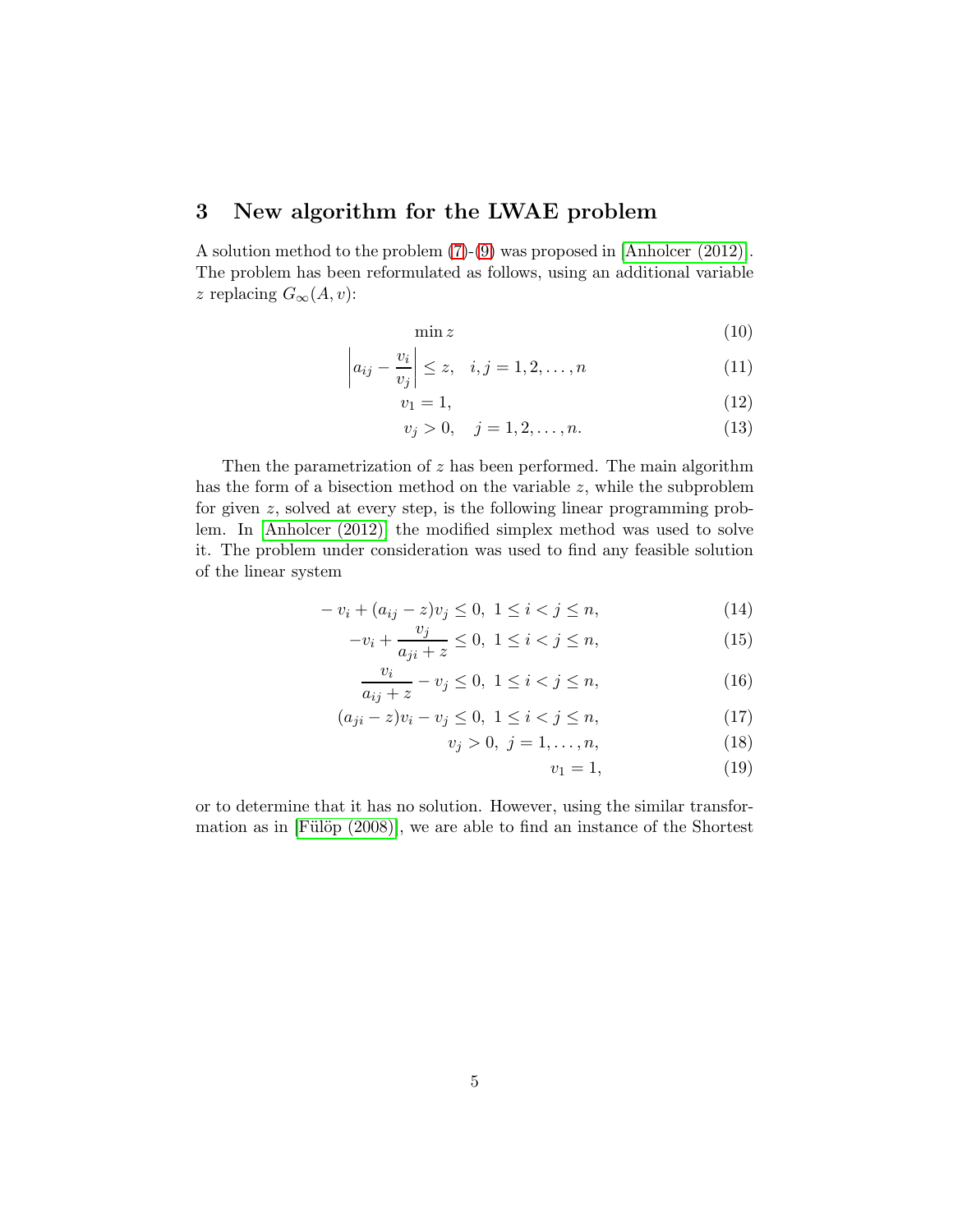## 3 New algorithm for the LWAE problem

A solution method to the problem (7)-(9) was proposed in [Anholcer (2012)]. The problem has been reformulated as follows, using an additional variable $z$ replacing $G_\infty(A, v)$:

$$\min z \tag{10}$$

$$\left| a_{ij} - \frac{v_i}{v_j} \right| \leq z, \quad i, j = 1, 2, \ldots, n \tag{11}$$

$$v_1 = 1, \tag{12}$$

$$v_j > 0, \quad j = 1, 2, \ldots, n. \tag{13}$$

Then the parametrization of $z$ has been performed. The main algorithm has the form of a bisection method on the variable $z$, while the subproblem for given $z$, solved at every step, is the following linear programming problem. In [Anholcer (2012)] the modified simplex method was used to solve it. The problem under consideration was used to find any feasible solution of the linear system

$$-v_i + (a_{ij} - z)v_j \leq 0, \ 1 \leq i < j \leq n, \tag{14}$$

$$-v_i + \frac{v_j}{a_{ji} + z} \leq 0, \ 1 \leq i < j \leq n, \tag{15}$$

$$\frac{v_i}{a_{ij} + z} - v_j \leq 0, \ 1 \leq i < j \leq n, \tag{16}$$

$$(a_{ji} - z)v_i - v_j \leq 0, \ 1 \leq i < j \leq n, \tag{17}$$

$$v_j > 0, \ j = 1, \ldots, n, \tag{18}$$

$$v_1 = 1, \tag{19}$$

or to determine that it has no solution. However, using the similar transformation as in [Fülöp (2008)], we are able to find an instance of the Shortest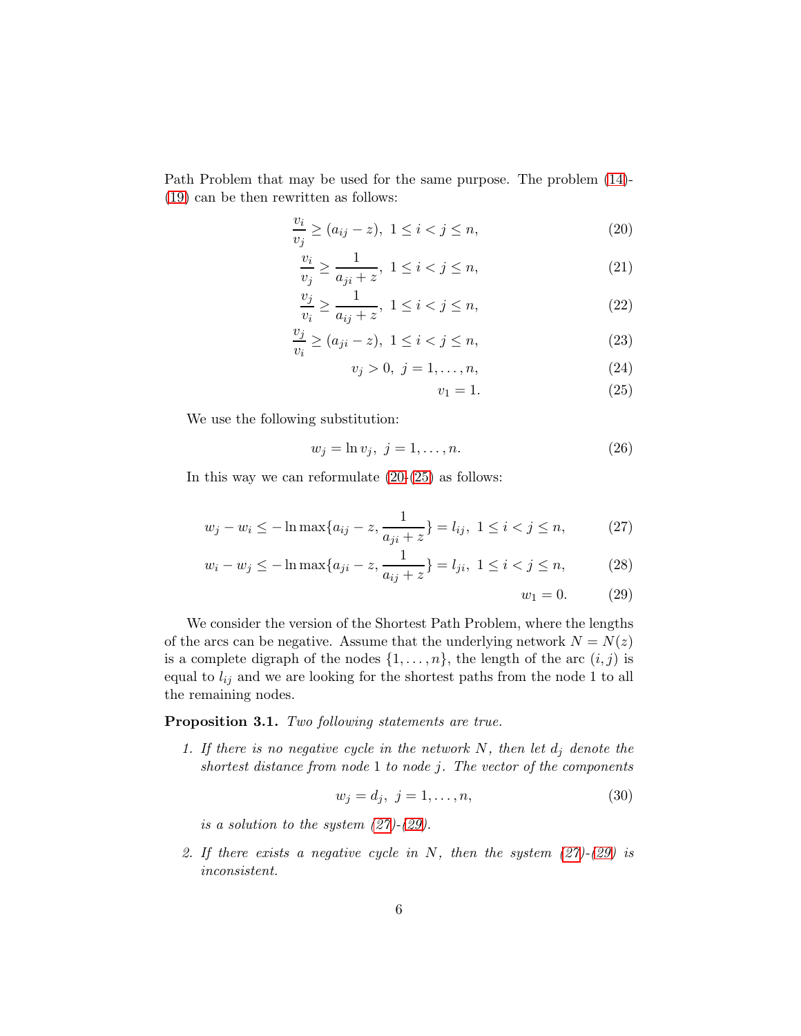Path Problem that may be used for the same purpose. The problem (14)-(19) can be then rewritten as follows:

$$\frac{v_i}{v_j} \geq (a_{ij} - z),\ 1 \leq i < j \leq n, \tag{20}$$

$$\frac{v_i}{v_j} \geq \frac{1}{a_{ji} + z},\ 1 \leq i < j \leq n, \tag{21}$$

$$\frac{v_j}{v_i} \geq \frac{1}{a_{ij} + z},\ 1 \leq i < j \leq n, \tag{22}$$

$$\frac{v_j}{v_i} \geq (a_{ji} - z),\ 1 \leq i < j \leq n, \tag{23}$$

$$v_j > 0,\ j = 1, \ldots, n, \tag{24}$$

$$v_1 = 1. \tag{25}$$

We use the following substitution:

$$w_j = \ln v_j,\ j = 1, \ldots, n. \tag{26}$$

In this way we can reformulate (20-(25) as follows:

$$w_j - w_i \leq -\ln \max\{a_{ij} - z, \frac{1}{a_{ji} + z}\} = l_{ij},\ 1 \leq i < j \leq n, \tag{27}$$

$$w_i - w_j \leq -\ln \max\{a_{ji} - z, \frac{1}{a_{ij} + z}\} = l_{ji},\ 1 \leq i < j \leq n, \tag{28}$$

$$w_1 = 0. \tag{29}$$

We consider the version of the Shortest Path Problem, where the lengths of the arcs can be negative. Assume that the underlying network $N = N(z)$ is a complete digraph of the nodes $\{1, \ldots, n\}$, the length of the arc $(i, j)$ is equal to $l_{ij}$ and we are looking for the shortest paths from the node 1 to all the remaining nodes.

**Proposition 3.1.** *Two following statements are true.*

1. *If there is no negative cycle in the network $N$, then let $d_j$ denote the shortest distance from node 1 to node $j$. The vector of the components*

$$w_j = d_j,\ j = 1, \ldots, n, \tag{30}$$

   *is a solution to the system (27)-(29).*

2. *If there exists a negative cycle in $N$, then the system (27)-(29) is inconsistent.*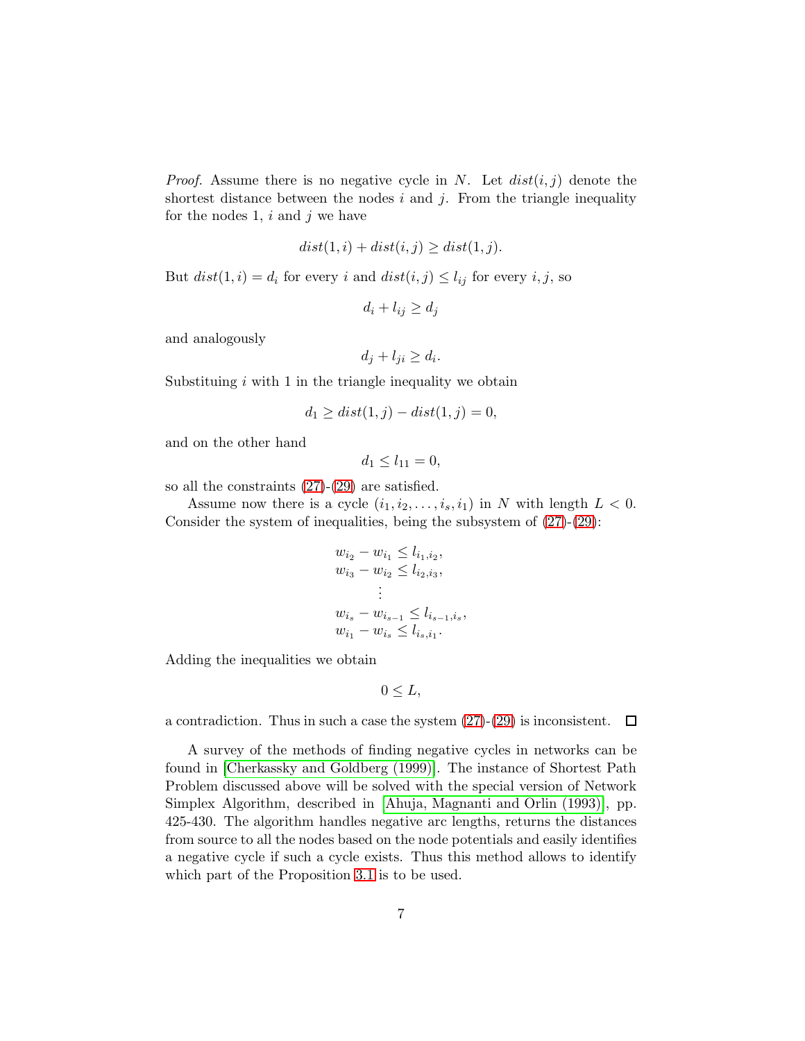*Proof.* Assume there is no negative cycle in $N$. Let $dist(i, j)$ denote the shortest distance between the nodes $i$ and $j$. From the triangle inequality for the nodes 1, $i$ and $j$ we have

$$dist(1, i) + dist(i, j) \geq dist(1, j).$$

But $dist(1, i) = d_i$ for every $i$ and $dist(i, j) \leq l_{ij}$ for every $i, j$, so

$$d_i + l_{ij} \geq d_j$$

and analogously

$$d_j + l_{ji} \geq d_i.$$

Substituing $i$ with 1 in the triangle inequality we obtain

$$d_1 \geq dist(1, j) - dist(1, j) = 0,$$

and on the other hand

$$d_1 \leq l_{11} = 0,$$

so all the constraints (27)-(29) are satisfied.

Assume now there is a cycle $(i_1, i_2, \ldots, i_s, i_1)$ in $N$ with length $L < 0$. Consider the system of inequalities, being the subsystem of (27)-(29):

$$\begin{aligned}
w_{i_2} - w_{i_1} &\leq l_{i_1,i_2}, \\
w_{i_3} - w_{i_2} &\leq l_{i_2,i_3}, \\
&\vdots \\
w_{i_s} - w_{i_{s-1}} &\leq l_{i_{s-1},i_s}, \\
w_{i_1} - w_{i_s} &\leq l_{i_s,i_1}.
\end{aligned}$$

Adding the inequalities we obtain

$$0 \leq L,$$

a contradiction. Thus in such a case the system (27)-(29) is inconsistent. ☐

A survey of the methods of finding negative cycles in networks can be found in [Cherkassky and Goldberg (1999)]. The instance of Shortest Path Problem discussed above will be solved with the special version of Network Simplex Algorithm, described in [Ahuja, Magnanti and Orlin (1993)], pp. 425-430. The algorithm handles negative arc lengths, returns the distances from source to all the nodes based on the node potentials and easily identifies a negative cycle if such a cycle exists. Thus this method allows to identify which part of the Proposition 3.1 is to be used.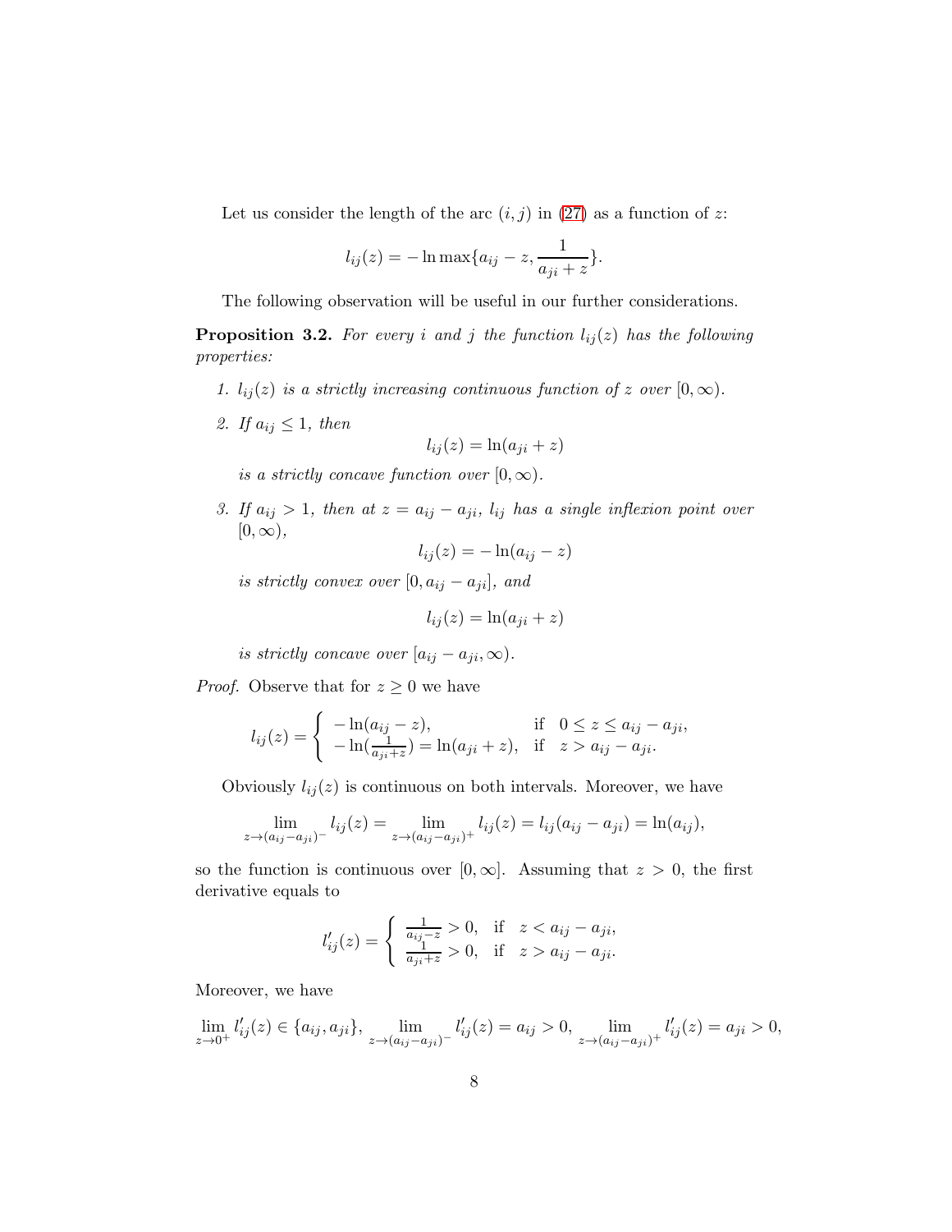Let us consider the length of the arc $(i, j)$ in (27) as a function of $z$:

$$l_{ij}(z) = -\ln \max\{a_{ij} - z, \frac{1}{a_{ji} + z}\}.$$

The following observation will be useful in our further considerations.

**Proposition 3.2.** *For every $i$ and $j$ the function $l_{ij}(z)$ has the following properties:*

1. *$l_{ij}(z)$ is a strictly increasing continuous function of $z$ over $[0, \infty)$.*
2. *If $a_{ij} \leq 1$, then*
$$l_{ij}(z) = \ln(a_{ji} + z)$$
*is a strictly concave function over $[0, \infty)$.*
3. *If $a_{ij} > 1$, then at $z = a_{ij} - a_{ji}$, $l_{ij}$ has a single inflexion point over $[0, \infty)$,*
$$l_{ij}(z) = -\ln(a_{ij} - z)$$
*is strictly convex over $[0, a_{ij} - a_{ji}]$, and*
$$l_{ij}(z) = \ln(a_{ji} + z)$$
*is strictly concave over $[a_{ij} - a_{ji}, \infty)$.*

*Proof.* Observe that for $z \geq 0$ we have

$$l_{ij}(z) = \begin{cases} -\ln(a_{ij} - z), & \text{if } \ 0 \leq z \leq a_{ij} - a_{ji}, \\ -\ln(\frac{1}{a_{ji}+z}) = \ln(a_{ji} + z), & \text{if } \ z > a_{ij} - a_{ji}. \end{cases}$$

Obviously $l_{ij}(z)$ is continuous on both intervals. Moreover, we have

$$\lim_{z \to (a_{ij} - a_{ji})^-} l_{ij}(z) = \lim_{z \to (a_{ij} - a_{ji})^+} l_{ij}(z) = l_{ij}(a_{ij} - a_{ji}) = \ln(a_{ij}),$$

so the function is continuous over $[0, \infty]$. Assuming that $z > 0$, the first derivative equals to

$$l'_{ij}(z) = \begin{cases} \frac{1}{a_{ij} - z} > 0, & \text{if } \ z < a_{ij} - a_{ji}, \\ \frac{1}{a_{ji} + z} > 0, & \text{if } \ z > a_{ij} - a_{ji}. \end{cases}$$

Moreover, we have

$$\lim_{z \to 0^+} l'_{ij}(z) \in \{a_{ij}, a_{ji}\}, \lim_{z \to (a_{ij} - a_{ji})^-} l'_{ij}(z) = a_{ij} > 0, \lim_{z \to (a_{ij} - a_{ji})^+} l'_{ij}(z) = a_{ji} > 0,$$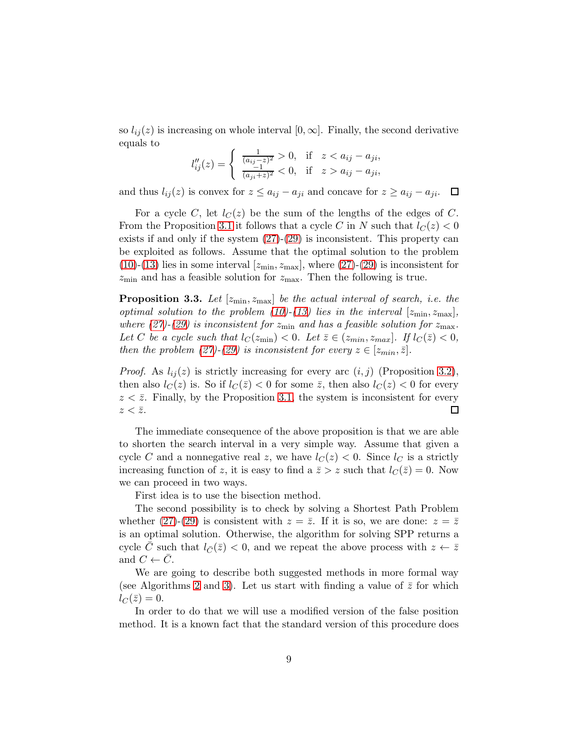so $l_{ij}(z)$ is increasing on whole interval $[0, \infty]$. Finally, the second derivative equals to

$$l''_{ij}(z) = \begin{cases} \frac{1}{(a_{ij}-z)^2} > 0, & \text{if} \quad z < a_{ij} - a_{ji}, \\ \frac{-1}{(a_{ji}+z)^2} < 0, & \text{if} \quad z > a_{ij} - a_{ji}, \end{cases}$$

and thus $l_{ij}(z)$ is convex for $z \leq a_{ij} - a_{ji}$ and concave for $z \geq a_{ij} - a_{ji}$. ☐

For a cycle $C$, let $l_C(z)$ be the sum of the lengths of the edges of $C$. From the Proposition 3.1 it follows that a cycle $C$ in $N$ such that $l_C(z) < 0$ exists if and only if the system (27)-(29) is inconsistent. This property can be exploited as follows. Assume that the optimal solution to the problem (10)-(13) lies in some interval $[z_{\min}, z_{\max}]$, where (27)-(29) is inconsistent for $z_{\min}$ and has a feasible solution for $z_{\max}$. Then the following is true.

**Proposition 3.3.** *Let $[z_{\min}, z_{\max}]$ be the actual interval of search, i.e. the optimal solution to the problem (10)-(13) lies in the interval $[z_{\min}, z_{\max}]$, where (27)-(29) is inconsistent for $z_{\min}$ and has a feasible solution for $z_{\max}$. Let $C$ be a cycle such that $l_C(z_{\min}) < 0$. Let $\bar{z} \in (z_{min}, z_{max}]$. If $l_C(\bar{z}) < 0$, then the problem (27)-(29) is inconsistent for every $z \in [z_{min}, \bar{z}]$.*

*Proof.* As $l_{ij}(z)$ is strictly increasing for every arc $(i, j)$ (Proposition 3.2), then also $l_C(z)$ is. So if $l_C(\bar{z}) < 0$ for some $\bar{z}$, then also $l_C(z) < 0$ for every $z < \bar{z}$. Finally, by the Proposition 3.1, the system is inconsistent for every $z < \bar{z}$. ☐

The immediate consequence of the above proposition is that we are able to shorten the search interval in a very simple way. Assume that given a cycle $C$ and a nonnegative real $z$, we have $l_C(z) < 0$. Since $l_C$ is a strictly increasing function of $z$, it is easy to find a $\bar{z} > z$ such that $l_C(\bar{z}) = 0$. Now we can proceed in two ways.

First idea is to use the bisection method.

The second possibility is to check by solving a Shortest Path Problem whether (27)-(29) is consistent with $z = \bar{z}$. If it is so, we are done: $z = \bar{z}$ is an optimal solution. Otherwise, the algorithm for solving SPP returns a cycle $\bar{C}$ such that $l_{\bar{C}}(\bar{z}) < 0$, and we repeat the above process with $z \leftarrow \bar{z}$ and $C \leftarrow \bar{C}$.

We are going to describe both suggested methods in more formal way (see Algorithms 2 and 3). Let us start with finding a value of $\bar{z}$ for which $l_C(\bar{z}) = 0$.

In order to do that we will use a modified version of the false position method. It is a known fact that the standard version of this procedure does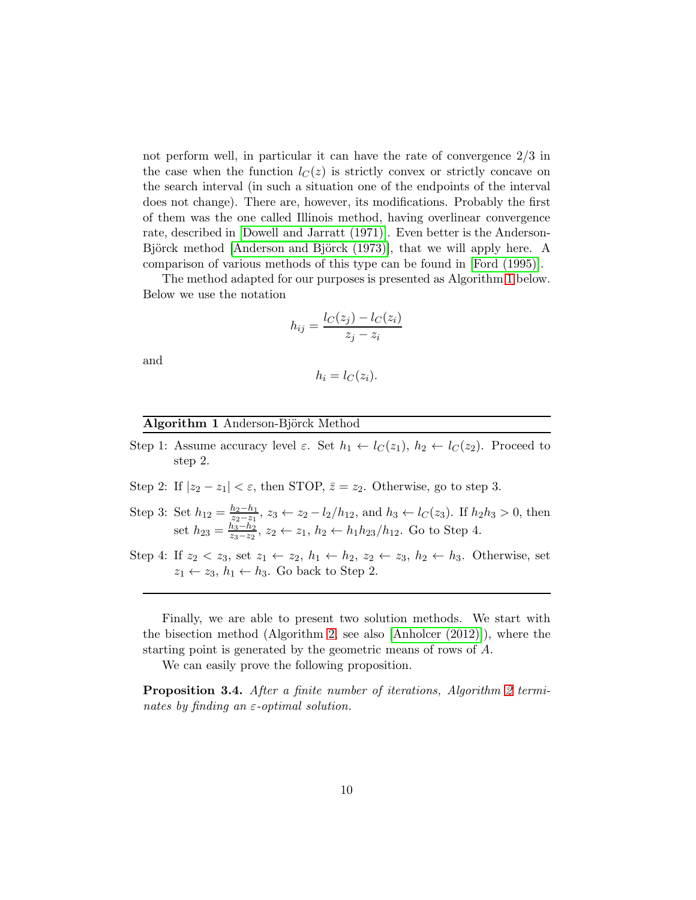not perform well, in particular it can have the rate of convergence 2/3 in the case when the function $l_C(z)$ is strictly convex or strictly concave on the search interval (in such a situation one of the endpoints of the interval does not change). There are, however, its modifications. Probably the first of them was the one called Illinois method, having overlinear convergence rate, described in [Dowell and Jarratt (1971)]. Even better is the Anderson-Björck method [Anderson and Björck (1973)], that we will apply here. A comparison of various methods of this type can be found in [Ford (1995)].

The method adapted for our purposes is presented as Algorithm 1 below. Below we use the notation

$$h_{ij} = \frac{l_C(z_j) - l_C(z_i)}{z_j - z_i}$$

and

$$h_i = l_C(z_i).$$

---

**Algorithm 1** Anderson-Björck Method

---

Step 1: Assume accuracy level $\varepsilon$. Set $h_1 \leftarrow l_C(z_1)$, $h_2 \leftarrow l_C(z_2)$. Proceed to step 2.

Step 2: If $|z_2 - z_1| < \varepsilon$, then STOP, $\bar{z} = z_2$. Otherwise, go to step 3.

Step 3: Set $h_{12} = \frac{h_2 - h_1}{z_2 - z_1}$, $z_3 \leftarrow z_2 - l_2/h_{12}$, and $h_3 \leftarrow l_C(z_3)$. If $h_2 h_3 > 0$, then set $h_{23} = \frac{h_3 - h_2}{z_3 - z_2}$, $z_2 \leftarrow z_1$, $h_2 \leftarrow h_1 h_{23}/h_{12}$. Go to Step 4.

Step 4: If $z_2 < z_3$, set $z_1 \leftarrow z_2$, $h_1 \leftarrow h_2$, $z_2 \leftarrow z_3$, $h_2 \leftarrow h_3$. Otherwise, set $z_1 \leftarrow z_3$, $h_1 \leftarrow h_3$. Go back to Step 2.

---

Finally, we are able to present two solution methods. We start with the bisection method (Algorithm 2, see also [Anholcer (2012)]), where the starting point is generated by the geometric means of rows of $A$.

We can easily prove the following proposition.

**Proposition 3.4.** *After a finite number of iterations, Algorithm 2 terminates by finding an $\varepsilon$-optimal solution.*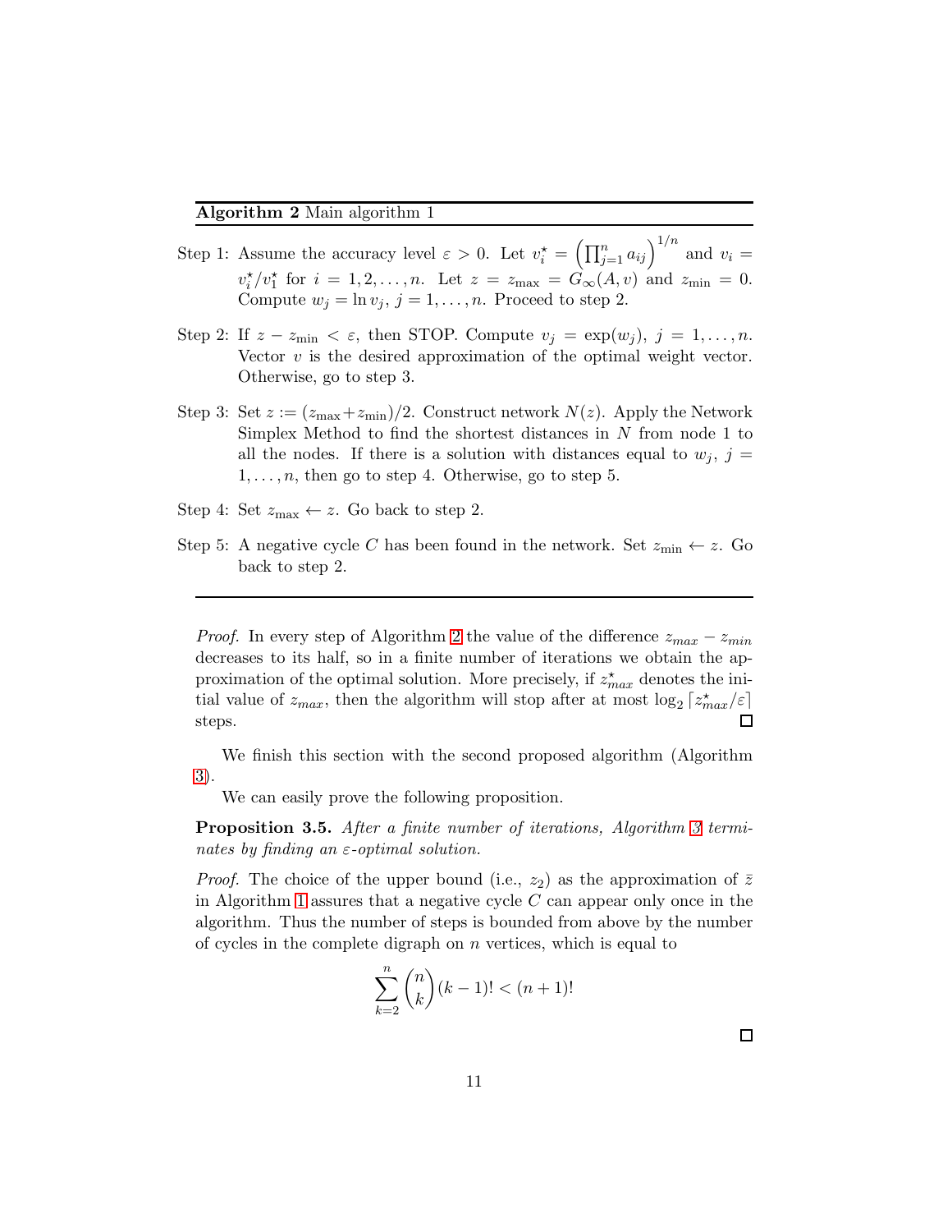**Algorithm 2** Main algorithm 1

Step 1: Assume the accuracy level $\varepsilon > 0$. Let $v_i^\star = \left(\prod_{j=1}^n a_{ij}\right)^{1/n}$ and $v_i = v_i^\star / v_1^\star$ for $i = 1, 2, \ldots, n$. Let $z = z_{\max} = G_\infty(A, v)$ and $z_{\min} = 0$. Compute $w_j = \ln v_j$, $j = 1, \ldots, n$. Proceed to step 2.

Step 2: If $z - z_{\min} < \varepsilon$, then STOP. Compute $v_j = \exp(w_j)$, $j = 1, \ldots, n$. Vector $v$ is the desired approximation of the optimal weight vector. Otherwise, go to step 3.

Step 3: Set $z := (z_{\max} + z_{\min})/2$. Construct network $N(z)$. Apply the Network Simplex Method to find the shortest distances in $N$ from node 1 to all the nodes. If there is a solution with distances equal to $w_j$, $j = 1, \ldots, n$, then go to step 4. Otherwise, go to step 5.

Step 4: Set $z_{\max} \leftarrow z$. Go back to step 2.

Step 5: A negative cycle $C$ has been found in the network. Set $z_{\min} \leftarrow z$. Go back to step 2.

---

*Proof.* In every step of Algorithm 2 the value of the difference $z_{max} - z_{min}$ decreases to its half, so in a finite number of iterations we obtain the approximation of the optimal solution. More precisely, if $z_{max}^\star$ denotes the initial value of $z_{max}$, then the algorithm will stop after at most $\log_2 \lceil z_{max}^\star / \varepsilon \rceil$ steps. □

We finish this section with the second proposed algorithm (Algorithm 3).

We can easily prove the following proposition.

**Proposition 3.5.** *After a finite number of iterations, Algorithm 3 terminates by finding an $\varepsilon$-optimal solution.*

*Proof.* The choice of the upper bound (i.e., $z_2$) as the approximation of $\bar{z}$ in Algorithm 1 assures that a negative cycle $C$ can appear only once in the algorithm. Thus the number of steps is bounded from above by the number of cycles in the complete digraph on $n$ vertices, which is equal to

$$\sum_{k=2}^{n} \binom{n}{k} (k-1)! < (n+1)!$$

□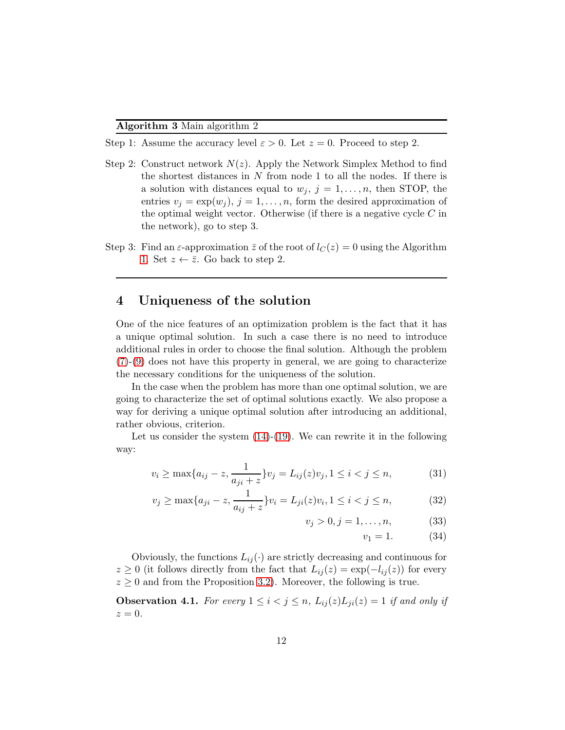**Algorithm 3** Main algorithm 2

Step 1: Assume the accuracy level $\varepsilon > 0$. Let $z = 0$. Proceed to step 2.

Step 2: Construct network $N(z)$. Apply the Network Simplex Method to find the shortest distances in $N$ from node 1 to all the nodes. If there is a solution with distances equal to $w_j$, $j = 1, \ldots, n$, then STOP, the entries $v_j = \exp(w_j)$, $j = 1, \ldots, n$, form the desired approximation of the optimal weight vector. Otherwise (if there is a negative cycle $C$ in the network), go to step 3.

Step 3: Find an $\varepsilon$-approximation $\bar{z}$ of the root of $l_C(z) = 0$ using the Algorithm 1. Set $z \leftarrow \bar{z}$. Go back to step 2.

## 4 Uniqueness of the solution

One of the nice features of an optimization problem is the fact that it has a unique optimal solution. In such a case there is no need to introduce additional rules in order to choose the final solution. Although the problem (7)-(9) does not have this property in general, we are going to characterize the necessary conditions for the uniqueness of the solution.

In the case when the problem has more than one optimal solution, we are going to characterize the set of optimal solutions exactly. We also propose a way for deriving a unique optimal solution after introducing an additional, rather obvious, criterion.

Let us consider the system (14)-(19). We can rewrite it in the following way:

$$v_i \geq \max\{a_{ij} - z, \frac{1}{a_{ji} + z}\} v_j = L_{ij}(z) v_j, 1 \leq i < j \leq n, \tag{31}$$

$$v_j \geq \max\{a_{ji} - z, \frac{1}{a_{ij} + z}\} v_i = L_{ji}(z) v_i, 1 \leq i < j \leq n, \tag{32}$$

$$v_j > 0, j = 1, \ldots, n, \tag{33}$$

$$v_1 = 1. \tag{34}$$

Obviously, the functions $L_{ij}(\cdot)$ are strictly decreasing and continuous for $z \geq 0$ (it follows directly from the fact that $L_{ij}(z) = \exp(-l_{ij}(z))$ for every $z \geq 0$ and from the Proposition 3.2). Moreover, the following is true.

**Observation 4.1.** *For every $1 \leq i < j \leq n$, $L_{ij}(z) L_{ji}(z) = 1$ if and only if $z = 0$.*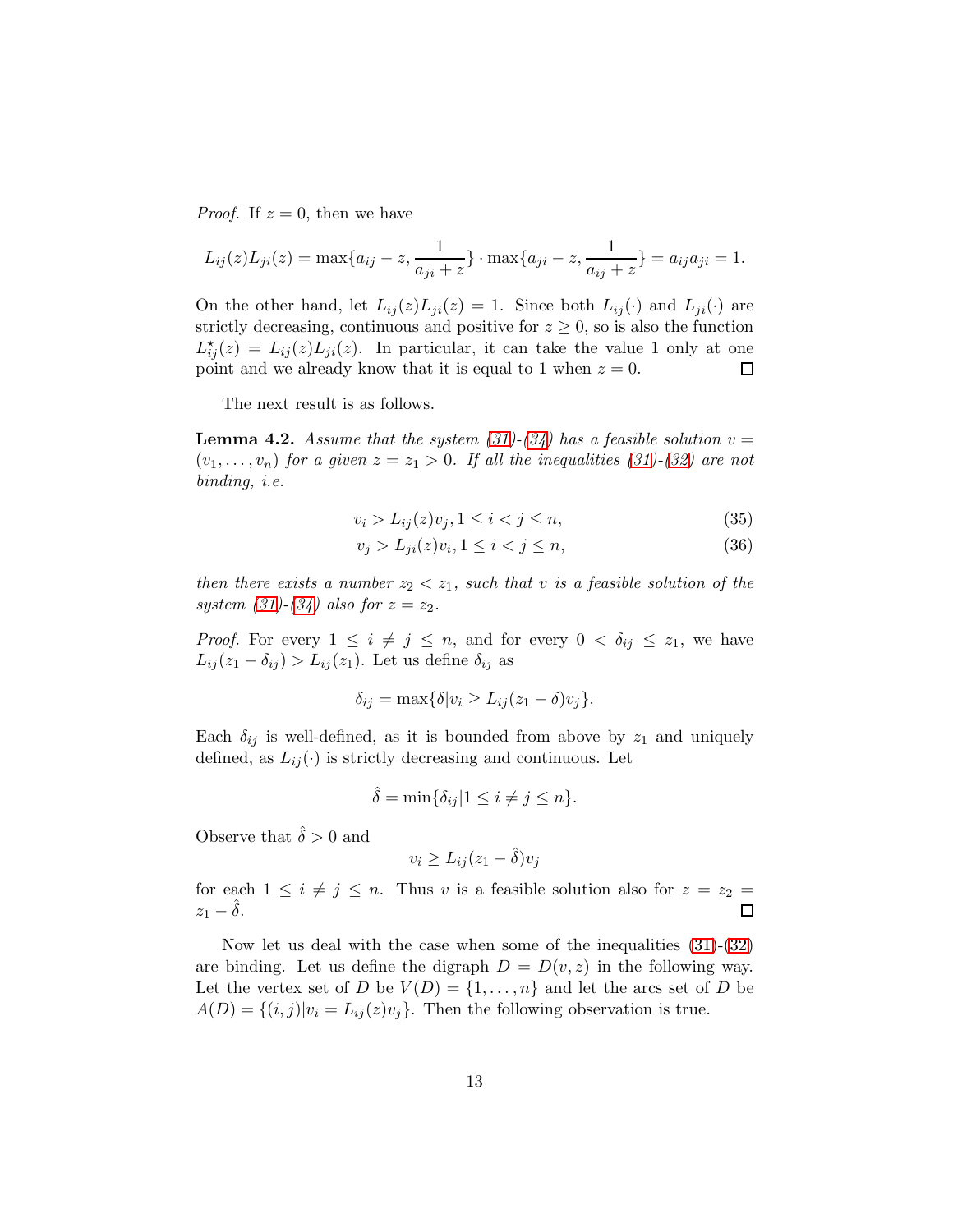*Proof.* If $z = 0$, then we have

$$L_{ij}(z)L_{ji}(z) = \max\{a_{ij} - z, \frac{1}{a_{ji} + z}\} \cdot \max\{a_{ji} - z, \frac{1}{a_{ij} + z}\} = a_{ij}a_{ji} = 1.$$

On the other hand, let $L_{ij}(z)L_{ji}(z) = 1$. Since both $L_{ij}(\cdot)$ and $L_{ji}(\cdot)$ are strictly decreasing, continuous and positive for $z \geq 0$, so is also the function $L^{\star}_{ij}(z) = L_{ij}(z)L_{ji}(z)$. In particular, it can take the value 1 only at one point and we already know that it is equal to 1 when $z = 0$. $\square$

The next result is as follows.

**Lemma 4.2.** *Assume that the system (31)-(34) has a feasible solution $v = (v_1, \ldots, v_n)$ for a given $z = z_1 > 0$. If all the inequalities (31)-(32) are not binding, i.e.*

$$v_i > L_{ij}(z)v_j, 1 \leq i < j \leq n, \tag{35}$$

$$v_j > L_{ji}(z)v_i, 1 \leq i < j \leq n, \tag{36}$$

*then there exists a number $z_2 < z_1$, such that $v$ is a feasible solution of the system (31)-(34) also for $z = z_2$.*

*Proof.* For every $1 \leq i \neq j \leq n$, and for every $0 < \delta_{ij} \leq z_1$, we have $L_{ij}(z_1 - \delta_{ij}) > L_{ij}(z_1)$. Let us define $\delta_{ij}$ as

$$\delta_{ij} = \max\{\delta | v_i \geq L_{ij}(z_1 - \delta)v_j\}.$$

Each $\delta_{ij}$ is well-defined, as it is bounded from above by $z_1$ and uniquely defined, as $L_{ij}(\cdot)$ is strictly decreasing and continuous. Let

$$\hat{\delta} = \min\{\delta_{ij} | 1 \leq i \neq j \leq n\}.$$

Observe that $\hat{\delta} > 0$ and

$$v_i \geq L_{ij}(z_1 - \hat{\delta})v_j$$

for each $1 \leq i \neq j \leq n$. Thus $v$ is a feasible solution also for $z = z_2 = z_1 - \hat{\delta}$. $\square$

Now let us deal with the case when some of the inequalities (31)-(32) are binding. Let us define the digraph $D = D(v, z)$ in the following way. Let the vertex set of $D$ be $V(D) = \{1, \ldots, n\}$ and let the arcs set of $D$ be $A(D) = \{(i, j) | v_i = L_{ij}(z)v_j\}$. Then the following observation is true.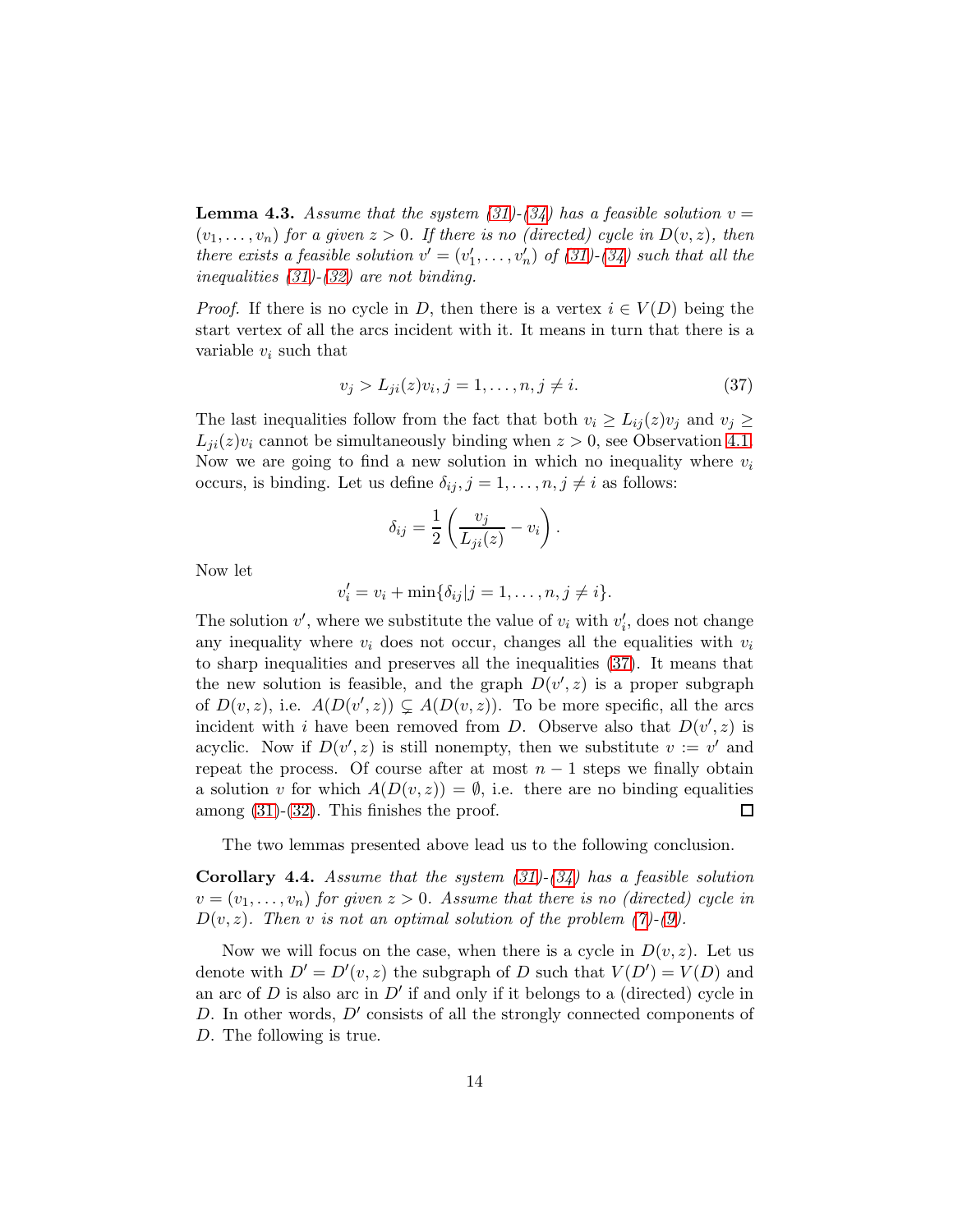**Lemma 4.3.** *Assume that the system (31)-(34) has a feasible solution $v = (v_1, \dots, v_n)$ for a given $z > 0$. If there is no (directed) cycle in $D(v, z)$, then there exists a feasible solution $v' = (v'_1, \dots, v'_n)$ of (31)-(34) such that all the inequalities (31)-(32) are not binding.*

*Proof.* If there is no cycle in $D$, then there is a vertex $i \in V(D)$ being the start vertex of all the arcs incident with it. It means in turn that there is a variable $v_i$ such that

$$v_j > L_{ji}(z)v_i, j = 1, \dots, n, j \neq i. \tag{37}$$

The last inequalities follow from the fact that both $v_i \geq L_{ij}(z)v_j$ and $v_j \geq L_{ji}(z)v_i$ cannot be simultaneously binding when $z > 0$, see Observation 4.1. Now we are going to find a new solution in which no inequality where $v_i$ occurs, is binding. Let us define $\delta_{ij}, j = 1, \dots, n, j \neq i$ as follows:

$$\delta_{ij} = \frac{1}{2}\left(\frac{v_j}{L_{ji}(z)} - v_i\right).$$

Now let

$$v'_i = v_i + \min\{\delta_{ij} | j = 1, \dots, n, j \neq i\}.$$

The solution $v'$, where we substitute the value of $v_i$ with $v'_i$, does not change any inequality where $v_i$ does not occur, changes all the equalities with $v_i$ to sharp inequalities and preserves all the inequalities (37). It means that the new solution is feasible, and the graph $D(v', z)$ is a proper subgraph of $D(v, z)$, i.e. $A(D(v', z)) \subsetneq A(D(v, z))$. To be more specific, all the arcs incident with $i$ have been removed from $D$. Observe also that $D(v', z)$ is acyclic. Now if $D(v', z)$ is still nonempty, then we substitute $v := v'$ and repeat the process. Of course after at most $n - 1$ steps we finally obtain a solution $v$ for which $A(D(v, z)) = \emptyset$, i.e. there are no binding equalities among (31)-(32). This finishes the proof. □

The two lemmas presented above lead us to the following conclusion.

**Corollary 4.4.** *Assume that the system (31)-(34) has a feasible solution $v = (v_1, \dots, v_n)$ for given $z > 0$. Assume that there is no (directed) cycle in $D(v, z)$. Then $v$ is not an optimal solution of the problem (7)-(9).*

Now we will focus on the case, when there is a cycle in $D(v, z)$. Let us denote with $D' = D'(v, z)$ the subgraph of $D$ such that $V(D') = V(D)$ and an arc of $D$ is also arc in $D'$ if and only if it belongs to a (directed) cycle in $D$. In other words, $D'$ consists of all the strongly connected components of $D$. The following is true.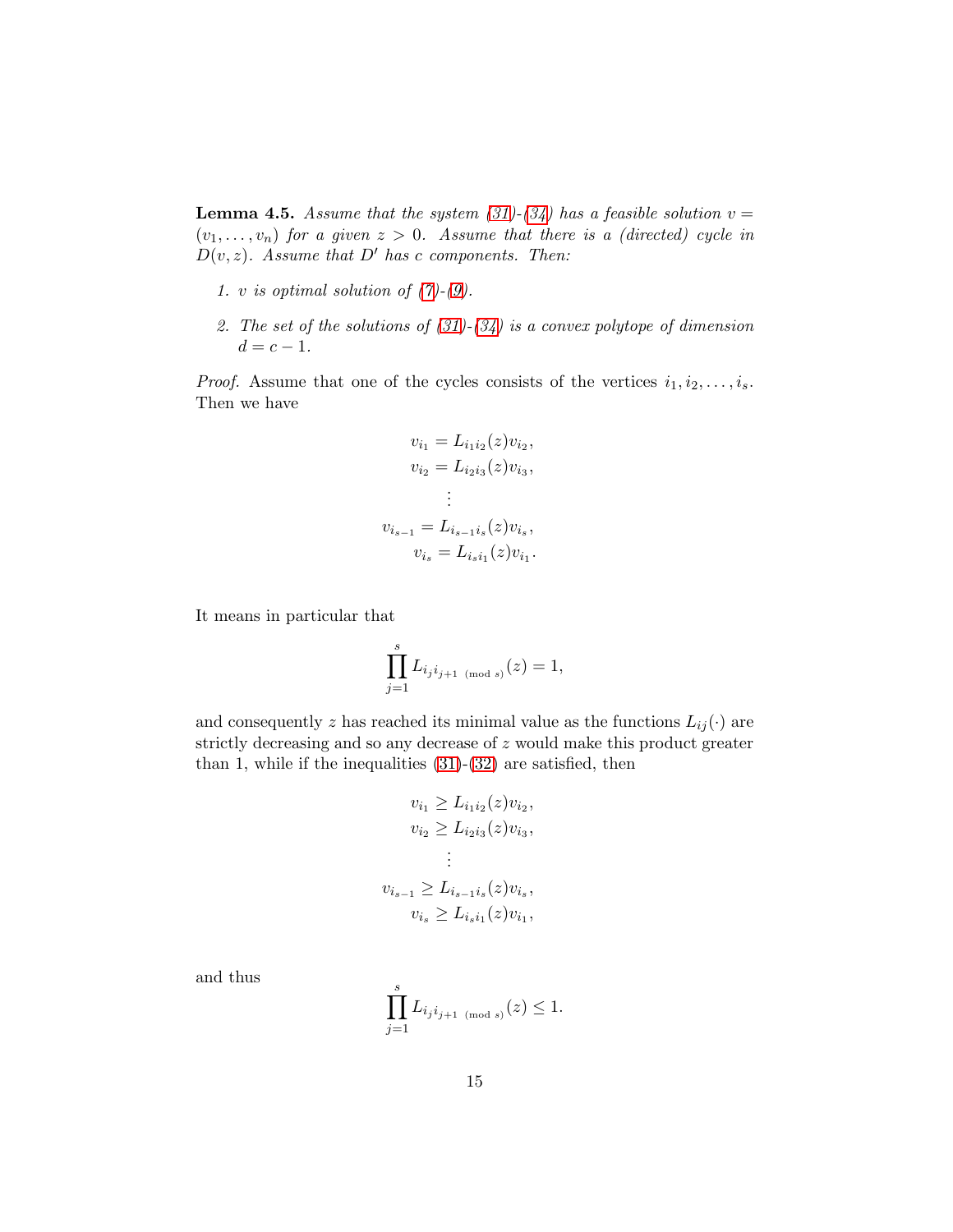**Lemma 4.5.** *Assume that the system (31)-(34) has a feasible solution $v = (v_1, \ldots, v_n)$ for a given $z > 0$. Assume that there is a (directed) cycle in $D(v, z)$. Assume that $D'$ has $c$ components. Then:*

1. *$v$ is optimal solution of (7)-(9).*
2. *The set of the solutions of (31)-(34) is a convex polytope of dimension $d = c - 1$.*

*Proof.* Assume that one of the cycles consists of the vertices $i_1, i_2, \ldots, i_s$. Then we have

$$
\begin{aligned}
v_{i_1} &= L_{i_1 i_2}(z) v_{i_2}, \\
v_{i_2} &= L_{i_2 i_3}(z) v_{i_3}, \\
&\vdots \\
v_{i_{s-1}} &= L_{i_{s-1} i_s}(z) v_{i_s}, \\
v_{i_s} &= L_{i_s i_1}(z) v_{i_1}.
\end{aligned}
$$

It means in particular that

$$
\prod_{j=1}^{s} L_{i_j i_{j+1 \pmod s}}(z) = 1,
$$

and consequently $z$ has reached its minimal value as the functions $L_{ij}(\cdot)$ are strictly decreasing and so any decrease of $z$ would make this product greater than 1, while if the inequalities (31)-(32) are satisfied, then

$$
\begin{aligned}
v_{i_1} &\geq L_{i_1 i_2}(z) v_{i_2}, \\
v_{i_2} &\geq L_{i_2 i_3}(z) v_{i_3}, \\
&\vdots \\
v_{i_{s-1}} &\geq L_{i_{s-1} i_s}(z) v_{i_s}, \\
v_{i_s} &\geq L_{i_s i_1}(z) v_{i_1},
\end{aligned}
$$

and thus

$$
\prod_{j=1}^{s} L_{i_j i_{j+1 \pmod s}}(z) \leq 1.
$$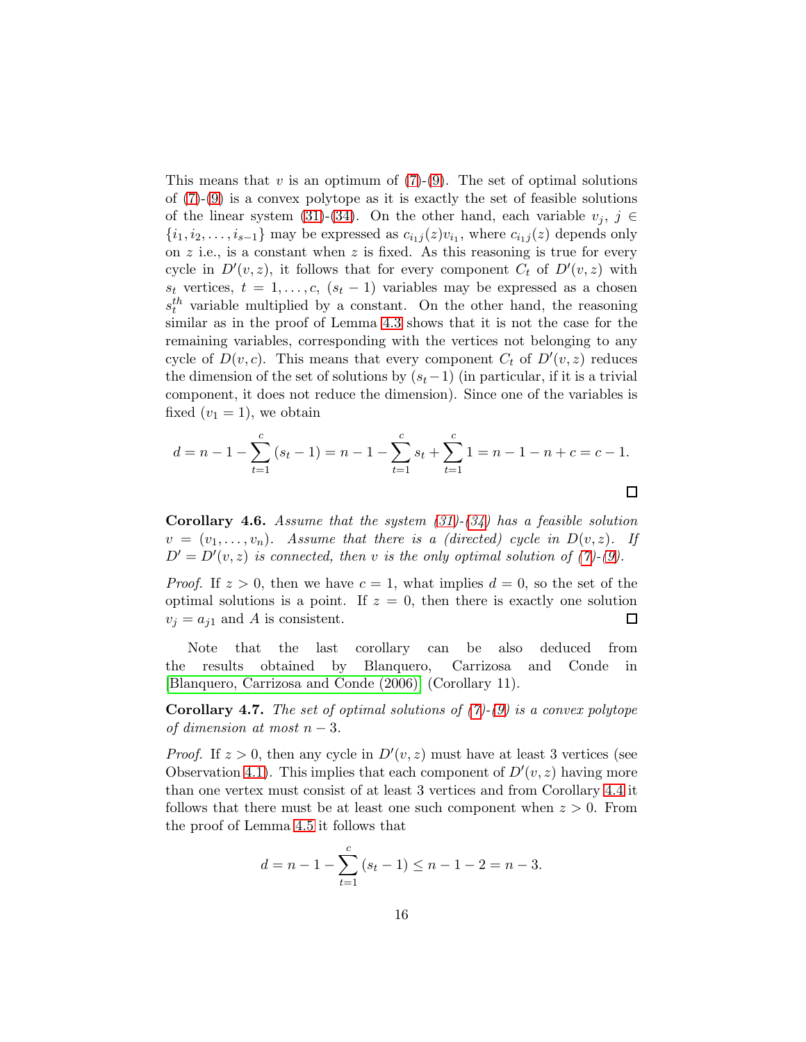This means that $v$ is an optimum of (7)-(9). The set of optimal solutions of (7)-(9) is a convex polytope as it is exactly the set of feasible solutions of the linear system (31)-(34). On the other hand, each variable $v_j$, $j \in \{i_1, i_2, \ldots, i_{s-1}\}$ may be expressed as $c_{i_1 j}(z) v_{i_1}$, where $c_{i_1 j}(z)$ depends only on $z$ i.e., is a constant when $z$ is fixed. As this reasoning is true for every cycle in $D'(v, z)$, it follows that for every component $C_t$ of $D'(v, z)$ with $s_t$ vertices, $t = 1, \ldots, c$, $(s_t - 1)$ variables may be expressed as a chosen $s_t^{th}$ variable multiplied by a constant. On the other hand, the reasoning similar as in the proof of Lemma 4.3 shows that it is not the case for the remaining variables, corresponding with the vertices not belonging to any cycle of $D(v, c)$. This means that every component $C_t$ of $D'(v, z)$ reduces the dimension of the set of solutions by $(s_t - 1)$ (in particular, if it is a trivial component, it does not reduce the dimension). Since one of the variables is fixed ($v_1 = 1$), we obtain

$$d = n - 1 - \sum_{t=1}^{c} (s_t - 1) = n - 1 - \sum_{t=1}^{c} s_t + \sum_{t=1}^{c} 1 = n - 1 - n + c = c - 1.$$

□

**Corollary 4.6.** *Assume that the system (31)-(34) has a feasible solution $v = (v_1, \ldots, v_n)$. Assume that there is a (directed) cycle in $D(v, z)$. If $D' = D'(v, z)$ is connected, then $v$ is the only optimal solution of (7)-(9).*

*Proof.* If $z > 0$, then we have $c = 1$, what implies $d = 0$, so the set of the optimal solutions is a point. If $z = 0$, then there is exactly one solution $v_j = a_{j1}$ and $A$ is consistent. □

Note that the last corollary can be also deduced from the results obtained by Blanquero, Carrizosa and Conde in [Blanquero, Carrizosa and Conde (2006)] (Corollary 11).

**Corollary 4.7.** *The set of optimal solutions of (7)-(9) is a convex polytope of dimension at most $n - 3$.*

*Proof.* If $z > 0$, then any cycle in $D'(v, z)$ must have at least 3 vertices (see Observation 4.1). This implies that each component of $D'(v, z)$ having more than one vertex must consist of at least 3 vertices and from Corollary 4.4 it follows that there must be at least one such component when $z > 0$. From the proof of Lemma 4.5 it follows that

$$d = n - 1 - \sum_{t=1}^{c} (s_t - 1) \leq n - 1 - 2 = n - 3.$$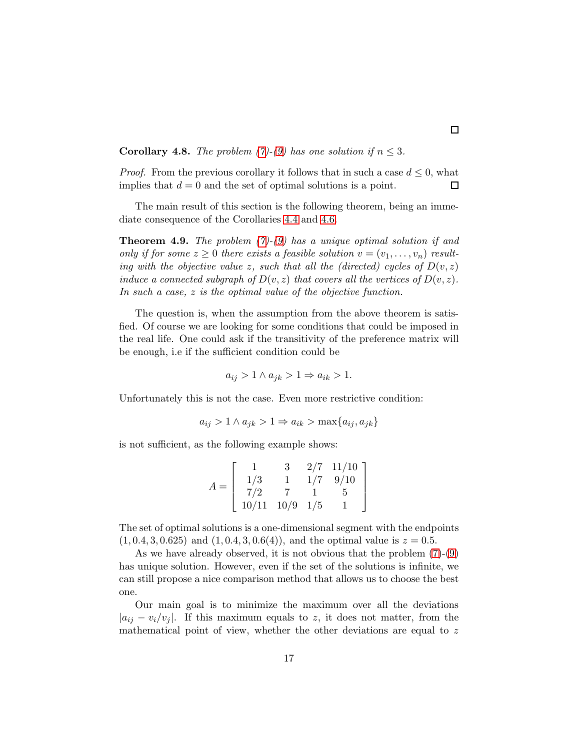□

**Corollary 4.8.** *The problem (7)-(9) has one solution if $n \leq 3$.*

*Proof.* From the previous corollary it follows that in such a case $d \leq 0$, what implies that $d = 0$ and the set of optimal solutions is a point. □

The main result of this section is the following theorem, being an immediate consequence of the Corollaries 4.4 and 4.6.

**Theorem 4.9.** *The problem (7)-(9) has a unique optimal solution if and only if for some $z \geq 0$ there exists a feasible solution $v = (v_1, \ldots, v_n)$ resulting with the objective value $z$, such that all the (directed) cycles of $D(v, z)$ induce a connected subgraph of $D(v, z)$ that covers all the vertices of $D(v, z)$. In such a case, $z$ is the optimal value of the objective function.*

The question is, when the assumption from the above theorem is satisfied. Of course we are looking for some conditions that could be imposed in the real life. One could ask if the transitivity of the preference matrix will be enough, i.e if the sufficient condition could be

$$a_{ij} > 1 \wedge a_{jk} > 1 \Rightarrow a_{ik} > 1.$$

Unfortunately this is not the case. Even more restrictive condition:

$$a_{ij} > 1 \wedge a_{jk} > 1 \Rightarrow a_{ik} > \max\{a_{ij}, a_{jk}\}$$

is not sufficient, as the following example shows:

$$A = \begin{bmatrix} 1 & 3 & 2/7 & 11/10 \\ 1/3 & 1 & 1/7 & 9/10 \\ 7/2 & 7 & 1 & 5 \\ 10/11 & 10/9 & 1/5 & 1 \end{bmatrix}$$

The set of optimal solutions is a one-dimensional segment with the endpoints $(1, 0.4, 3, 0.625)$ and $(1, 0.4, 3, 0.6(4))$, and the optimal value is $z = 0.5$.

As we have already observed, it is not obvious that the problem (7)-(9) has unique solution. However, even if the set of the solutions is infinite, we can still propose a nice comparison method that allows us to choose the best one.

Our main goal is to minimize the maximum over all the deviations $|a_{ij} - v_i/v_j|$. If this maximum equals to $z$, it does not matter, from the mathematical point of view, whether the other deviations are equal to $z$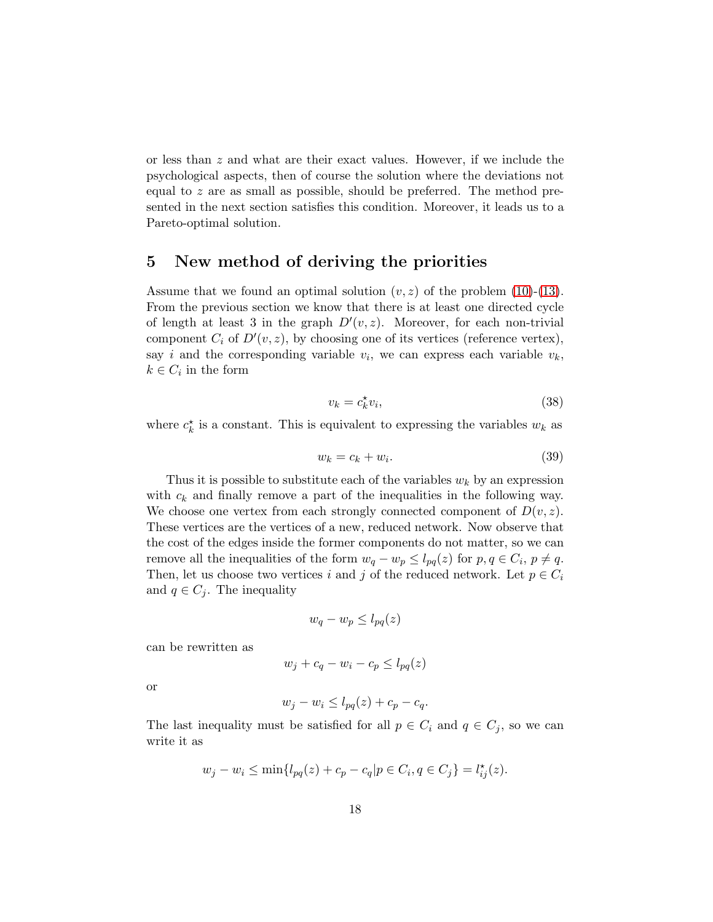or less than $z$ and what are their exact values. However, if we include the psychological aspects, then of course the solution where the deviations not equal to $z$ are as small as possible, should be preferred. The method presented in the next section satisfies this condition. Moreover, it leads us to a Pareto-optimal solution.

## 5 New method of deriving the priorities

Assume that we found an optimal solution $(v, z)$ of the problem (10)-(13). From the previous section we know that there is at least one directed cycle of length at least 3 in the graph $D'(v, z)$. Moreover, for each non-trivial component $C_i$ of $D'(v, z)$, by choosing one of its vertices (reference vertex), say $i$ and the corresponding variable $v_i$, we can express each variable $v_k$, $k \in C_i$ in the form

$$v_k = c_k^\star v_i, \tag{38}$$

where $c_k^\star$ is a constant. This is equivalent to expressing the variables $w_k$ as

$$w_k = c_k + w_i. \tag{39}$$

Thus it is possible to substitute each of the variables $w_k$ by an expression with $c_k$ and finally remove a part of the inequalities in the following way. We choose one vertex from each strongly connected component of $D(v, z)$. These vertices are the vertices of a new, reduced network. Now observe that the cost of the edges inside the former components do not matter, so we can remove all the inequalities of the form $w_q - w_p \leq l_{pq}(z)$ for $p, q \in C_i$, $p \neq q$. Then, let us choose two vertices $i$ and $j$ of the reduced network. Let $p \in C_i$ and $q \in C_j$. The inequality

$$w_q - w_p \leq l_{pq}(z)$$

can be rewritten as

$$w_j + c_q - w_i - c_p \leq l_{pq}(z)$$

or

$$w_j - w_i \leq l_{pq}(z) + c_p - c_q.$$

The last inequality must be satisfied for all $p \in C_i$ and $q \in C_j$, so we can write it as

$$w_j - w_i \leq \min\{l_{pq}(z) + c_p - c_q | p \in C_i, q \in C_j\} = l_{ij}^\star(z).$$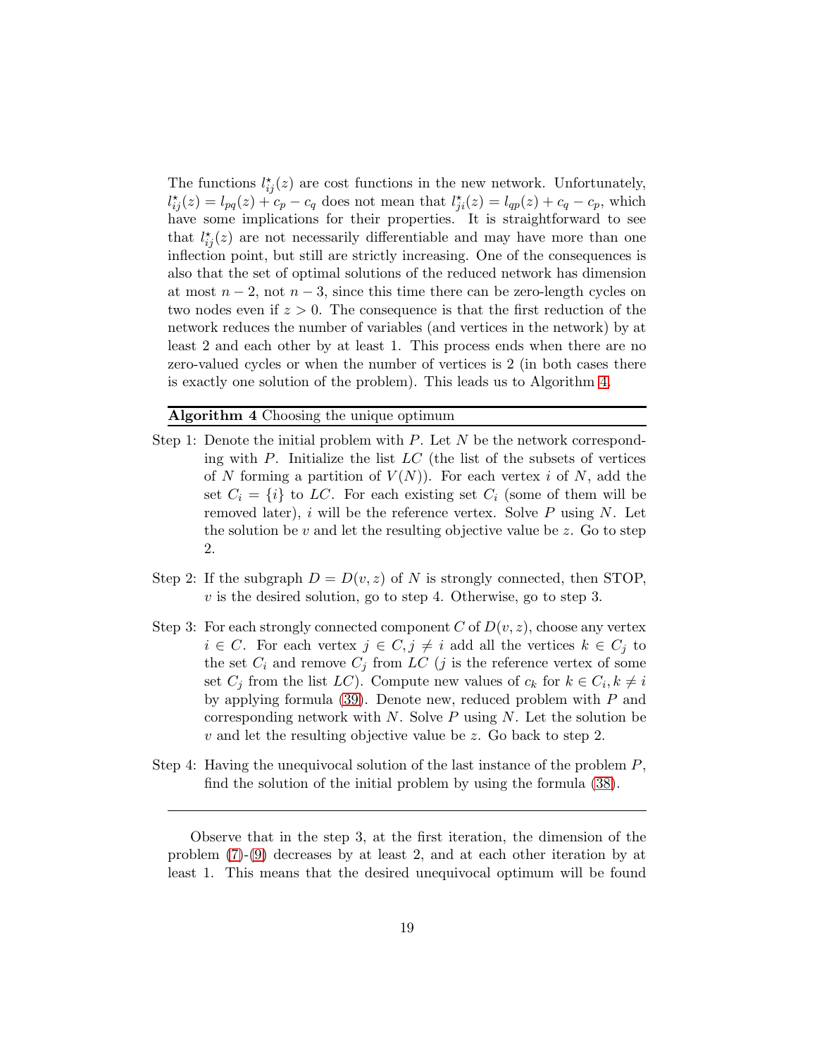The functions $l^{\star}_{ij}(z)$ are cost functions in the new network. Unfortunately, $l^{\star}_{ij}(z) = l_{pq}(z) + c_p - c_q$ does not mean that $l^{\star}_{ji}(z) = l_{qp}(z) + c_q - c_p$, which have some implications for their properties. It is straightforward to see that $l^{\star}_{ij}(z)$ are not necessarily differentiable and may have more than one inflection point, but still are strictly increasing. One of the consequences is also that the set of optimal solutions of the reduced network has dimension at most $n-2$, not $n-3$, since this time there can be zero-length cycles on two nodes even if $z > 0$. The consequence is that the first reduction of the network reduces the number of variables (and vertices in the network) by at least 2 and each other by at least 1. This process ends when there are no zero-valued cycles or when the number of vertices is 2 (in both cases there is exactly one solution of the problem). This leads us to Algorithm 4.

---

**Algorithm 4** Choosing the unique optimum

---

Step 1: Denote the initial problem with $P$. Let $N$ be the network corresponding with $P$. Initialize the list $LC$ (the list of the subsets of vertices of $N$ forming a partition of $V(N)$). For each vertex $i$ of $N$, add the set $C_i = \{i\}$ to $LC$. For each existing set $C_i$ (some of them will be removed later), $i$ will be the reference vertex. Solve $P$ using $N$. Let the solution be $v$ and let the resulting objective value be $z$. Go to step 2.

Step 2: If the subgraph $D = D(v, z)$ of $N$ is strongly connected, then STOP, $v$ is the desired solution, go to step 4. Otherwise, go to step 3.

Step 3: For each strongly connected component $C$ of $D(v, z)$, choose any vertex $i \in C$. For each vertex $j \in C, j \neq i$ add all the vertices $k \in C_j$ to the set $C_i$ and remove $C_j$ from $LC$ ($j$ is the reference vertex of some set $C_j$ from the list $LC$). Compute new values of $c_k$ for $k \in C_i, k \neq i$ by applying formula (39). Denote new, reduced problem with $P$ and corresponding network with $N$. Solve $P$ using $N$. Let the solution be $v$ and let the resulting objective value be $z$. Go back to step 2.

Step 4: Having the unequivocal solution of the last instance of the problem $P$, find the solution of the initial problem by using the formula (38).

---

Observe that in the step 3, at the first iteration, the dimension of the problem (7)-(9) decreases by at least 2, and at each other iteration by at least 1. This means that the desired unequivocal optimum will be found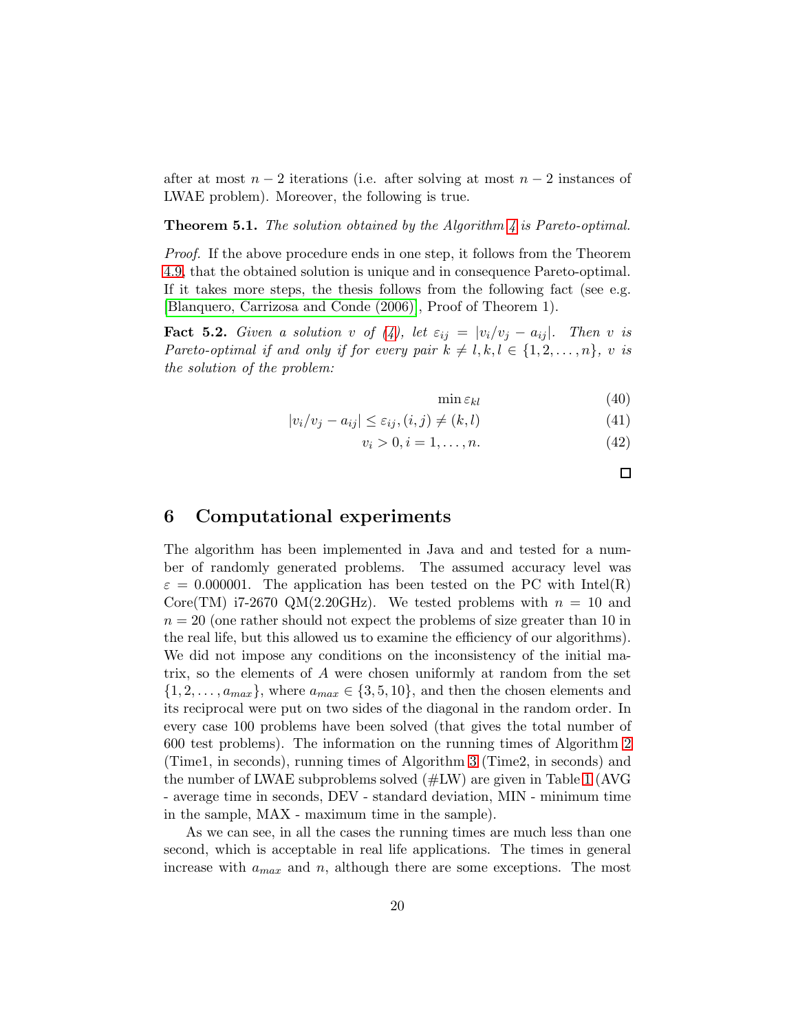after at most $n-2$ iterations (i.e. after solving at most $n-2$ instances of LWAE problem). Moreover, the following is true.

**Theorem 5.1.** *The solution obtained by the Algorithm 4 is Pareto-optimal.*

*Proof.* If the above procedure ends in one step, it follows from the Theorem 4.9, that the obtained solution is unique and in consequence Pareto-optimal. If it takes more steps, the thesis follows from the following fact (see e.g. [Blanquero, Carrizosa and Conde (2006)], Proof of Theorem 1).

**Fact 5.2.** *Given a solution $v$ of (4), let $\varepsilon_{ij} = |v_i/v_j - a_{ij}|$. Then $v$ is Pareto-optimal if and only if for every pair $k \neq l, k, l \in \{1, 2, \dots, n\}$, $v$ is the solution of the problem:*

$$\min \varepsilon_{kl} \tag{40}$$

$$|v_i/v_j - a_{ij}| \leq \varepsilon_{ij}, (i,j) \neq (k,l) \tag{41}$$

$$v_i > 0, i = 1, \dots, n. \tag{42}$$

□

## 6 Computational experiments

The algorithm has been implemented in Java and and tested for a number of randomly generated problems. The assumed accuracy level was $\varepsilon = 0.000001$. The application has been tested on the PC with Intel(R) Core(TM) i7-2670 QM(2.20GHz). We tested problems with $n = 10$ and $n = 20$ (one rather should not expect the problems of size greater than 10 in the real life, but this allowed us to examine the efficiency of our algorithms). We did not impose any conditions on the inconsistency of the initial matrix, so the elements of $A$ were chosen uniformly at random from the set $\{1, 2, \dots, a_{max}\}$, where $a_{max} \in \{3, 5, 10\}$, and then the chosen elements and its reciprocal were put on two sides of the diagonal in the random order. In every case 100 problems have been solved (that gives the total number of 600 test problems). The information on the running times of Algorithm 2 (Time1, in seconds), running times of Algorithm 3 (Time2, in seconds) and the number of LWAE subproblems solved (#LW) are given in Table 1 (AVG - average time in seconds, DEV - standard deviation, MIN - minimum time in the sample, MAX - maximum time in the sample).

As we can see, in all the cases the running times are much less than one second, which is acceptable in real life applications. The times in general increase with $a_{max}$ and $n$, although there are some exceptions. The most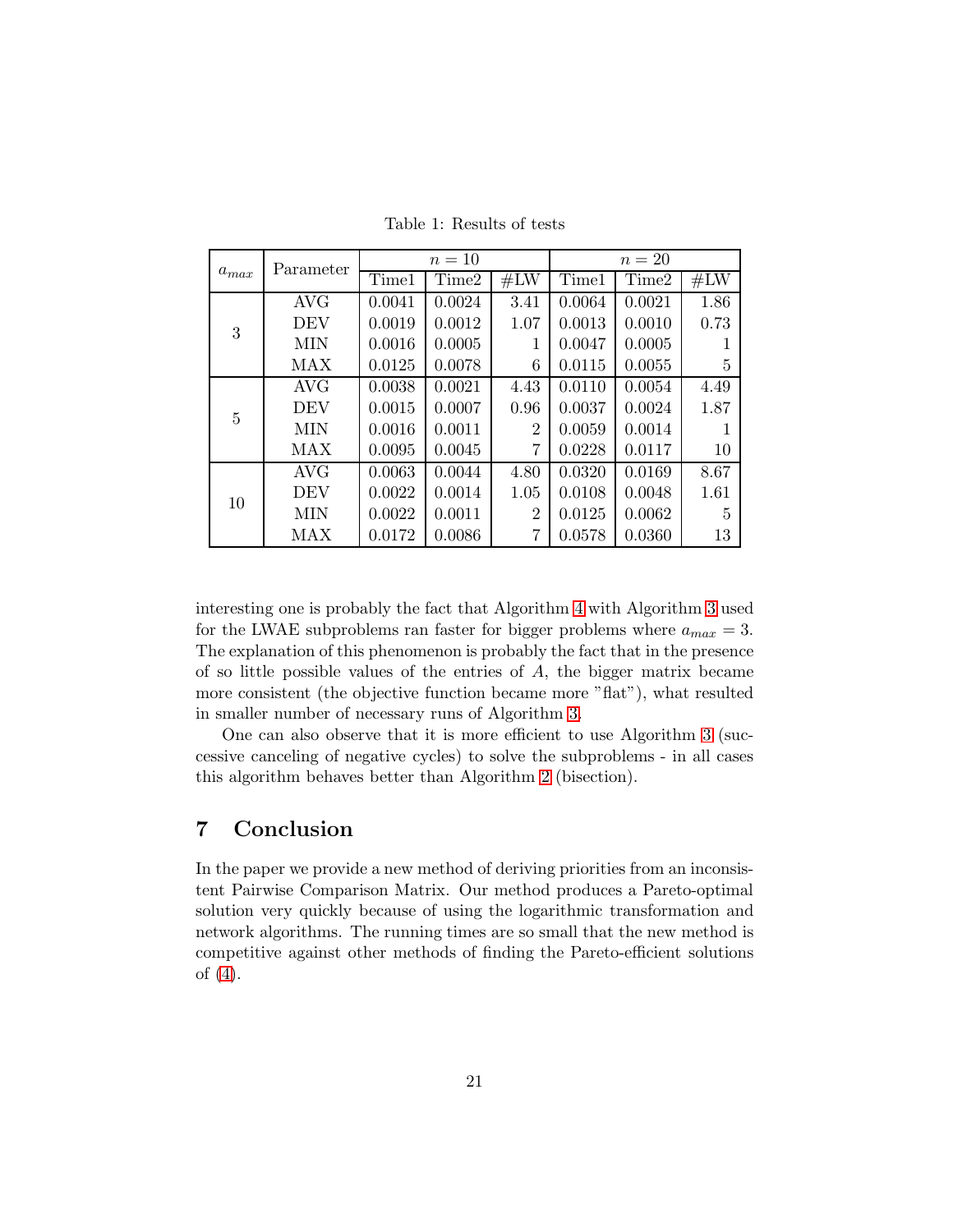Table 1: Results of tests

| $a_{max}$ | Parameter | $n = 10$ | | | $n = 20$ | | |
|---|---|---|---|---|---|---|---|
| | | Time1 | Time2 | #LW | Time1 | Time2 | #LW |
| 3 | AVG | 0.0041 | 0.0024 | 3.41 | 0.0064 | 0.0021 | 1.86 |
| | DEV | 0.0019 | 0.0012 | 1.07 | 0.0013 | 0.0010 | 0.73 |
| | MIN | 0.0016 | 0.0005 | 1 | 0.0047 | 0.0005 | 1 |
| | MAX | 0.0125 | 0.0078 | 6 | 0.0115 | 0.0055 | 5 |
| 5 | AVG | 0.0038 | 0.0021 | 4.43 | 0.0110 | 0.0054 | 4.49 |
| | DEV | 0.0015 | 0.0007 | 0.96 | 0.0037 | 0.0024 | 1.87 |
| | MIN | 0.0016 | 0.0011 | 2 | 0.0059 | 0.0014 | 1 |
| | MAX | 0.0095 | 0.0045 | 7 | 0.0228 | 0.0117 | 10 |
| 10 | AVG | 0.0063 | 0.0044 | 4.80 | 0.0320 | 0.0169 | 8.67 |
| | DEV | 0.0022 | 0.0014 | 1.05 | 0.0108 | 0.0048 | 1.61 |
| | MIN | 0.0022 | 0.0011 | 2 | 0.0125 | 0.0062 | 5 |
| | MAX | 0.0172 | 0.0086 | 7 | 0.0578 | 0.0360 | 13 |

interesting one is probably the fact that Algorithm 4 with Algorithm 3 used for the LWAE subproblems ran faster for bigger problems where $a_{max} = 3$. The explanation of this phenomenon is probably the fact that in the presence of so little possible values of the entries of $A$, the bigger matrix became more consistent (the objective function became more "flat"), what resulted in smaller number of necessary runs of Algorithm 3.

One can also observe that it is more efficient to use Algorithm 3 (successive canceling of negative cycles) to solve the subproblems - in all cases this algorithm behaves better than Algorithm 2 (bisection).

## 7 Conclusion

In the paper we provide a new method of deriving priorities from an inconsistent Pairwise Comparison Matrix. Our method produces a Pareto-optimal solution very quickly because of using the logarithmic transformation and network algorithms. The running times are so small that the new method is competitive against other methods of finding the Pareto-efficient solutions of (4).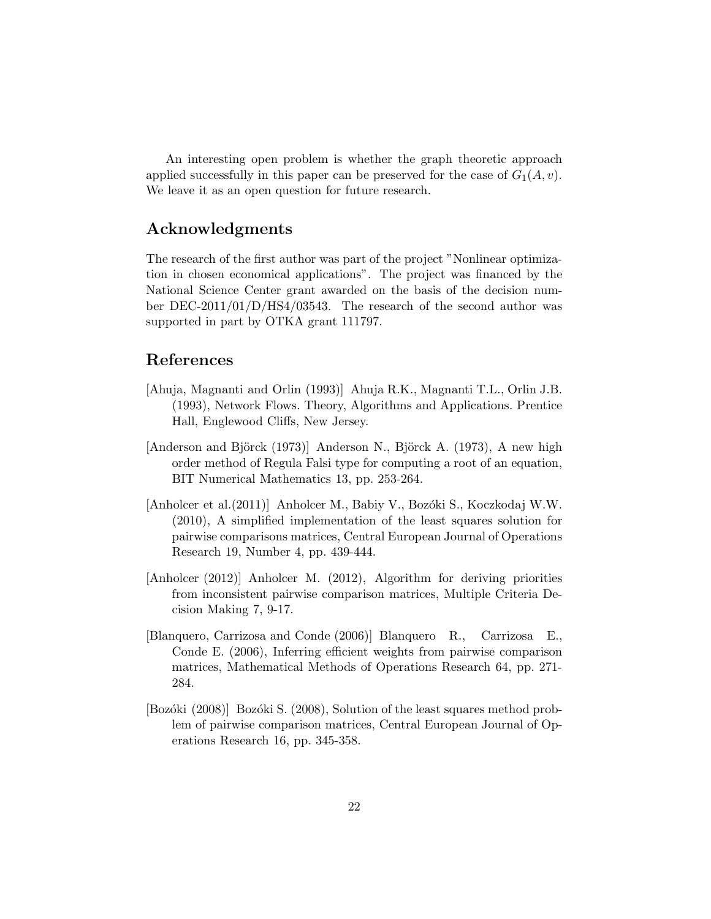An interesting open problem is whether the graph theoretic approach applied successfully in this paper can be preserved for the case of $G_1(A, v)$. We leave it as an open question for future research.

## Acknowledgments

The research of the first author was part of the project "Nonlinear optimization in chosen economical applications". The project was financed by the National Science Center grant awarded on the basis of the decision number DEC-2011/01/D/HS4/03543. The research of the second author was supported in part by OTKA grant 111797.

## References

[Ahuja, Magnanti and Orlin (1993)] Ahuja R.K., Magnanti T.L., Orlin J.B. (1993), Network Flows. Theory, Algorithms and Applications. Prentice Hall, Englewood Cliffs, New Jersey.

[Anderson and Björck (1973)] Anderson N., Björck A. (1973), A new high order method of Regula Falsi type for computing a root of an equation, BIT Numerical Mathematics 13, pp. 253-264.

[Anholcer et al.(2011)] Anholcer M., Babiy V., Bozóki S., Koczkodaj W.W. (2010), A simplified implementation of the least squares solution for pairwise comparisons matrices, Central European Journal of Operations Research 19, Number 4, pp. 439-444.

[Anholcer (2012)] Anholcer M. (2012), Algorithm for deriving priorities from inconsistent pairwise comparison matrices, Multiple Criteria Decision Making 7, 9-17.

[Blanquero, Carrizosa and Conde (2006)] Blanquero R., Carrizosa E., Conde E. (2006), Inferring efficient weights from pairwise comparison matrices, Mathematical Methods of Operations Research 64, pp. 271-284.

[Bozóki (2008)] Bozóki S. (2008), Solution of the least squares method problem of pairwise comparison matrices, Central European Journal of Operations Research 16, pp. 345-358.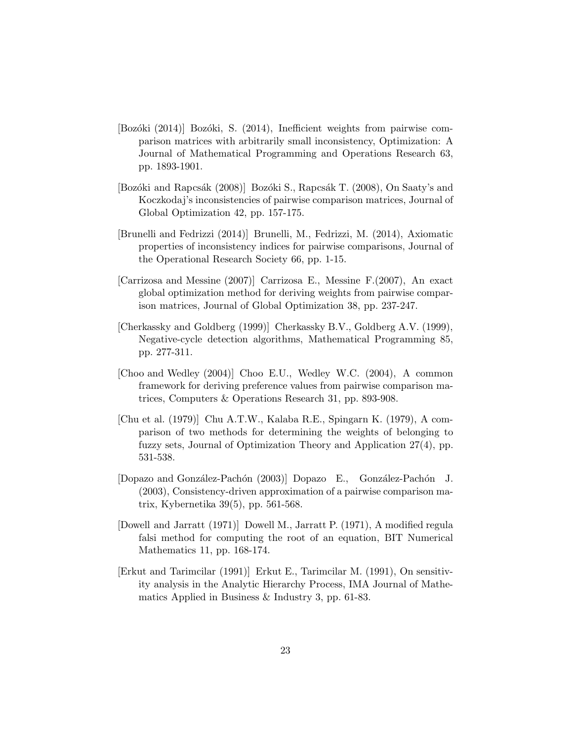[Bozóki (2014)] Bozóki, S. (2014), Inefficient weights from pairwise comparison matrices with arbitrarily small inconsistency, Optimization: A Journal of Mathematical Programming and Operations Research 63, pp. 1893-1901.

[Bozóki and Rapcsák (2008)] Bozóki S., Rapcsák T. (2008), On Saaty's and Koczkodaj's inconsistencies of pairwise comparison matrices, Journal of Global Optimization 42, pp. 157-175.

[Brunelli and Fedrizzi (2014)] Brunelli, M., Fedrizzi, M. (2014), Axiomatic properties of inconsistency indices for pairwise comparisons, Journal of the Operational Research Society 66, pp. 1-15.

[Carrizosa and Messine (2007)] Carrizosa E., Messine F.(2007), An exact global optimization method for deriving weights from pairwise comparison matrices, Journal of Global Optimization 38, pp. 237-247.

[Cherkassky and Goldberg (1999)] Cherkassky B.V., Goldberg A.V. (1999), Negative-cycle detection algorithms, Mathematical Programming 85, pp. 277-311.

[Choo and Wedley (2004)] Choo E.U., Wedley W.C. (2004), A common framework for deriving preference values from pairwise comparison matrices, Computers & Operations Research 31, pp. 893-908.

[Chu et al. (1979)] Chu A.T.W., Kalaba R.E., Spingarn K. (1979), A comparison of two methods for determining the weights of belonging to fuzzy sets, Journal of Optimization Theory and Application 27(4), pp. 531-538.

[Dopazo and González-Pachón (2003)] Dopazo E., González-Pachón J. (2003), Consistency-driven approximation of a pairwise comparison matrix, Kybernetika 39(5), pp. 561-568.

[Dowell and Jarratt (1971)] Dowell M., Jarratt P. (1971), A modified regula falsi method for computing the root of an equation, BIT Numerical Mathematics 11, pp. 168-174.

[Erkut and Tarimcilar (1991)] Erkut E., Tarimcilar M. (1991), On sensitivity analysis in the Analytic Hierarchy Process, IMA Journal of Mathematics Applied in Business & Industry 3, pp. 61-83.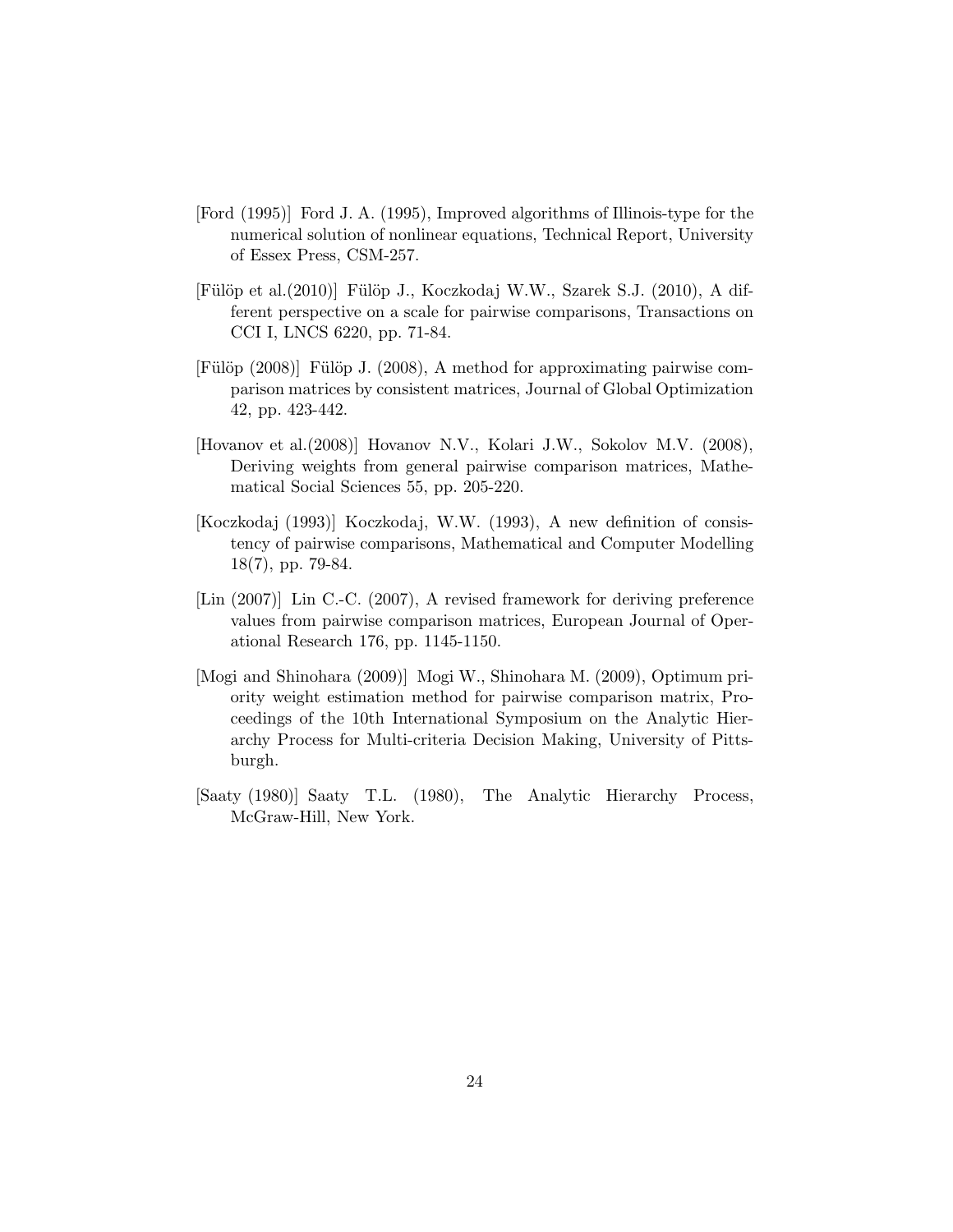[Ford (1995)] Ford J. A. (1995), Improved algorithms of Illinois-type for the numerical solution of nonlinear equations, Technical Report, University of Essex Press, CSM-257.

[Fülöp et al.(2010)] Fülöp J., Koczkodaj W.W., Szarek S.J. (2010), A different perspective on a scale for pairwise comparisons, Transactions on CCI I, LNCS 6220, pp. 71-84.

[Fülöp (2008)] Fülöp J. (2008), A method for approximating pairwise comparison matrices by consistent matrices, Journal of Global Optimization 42, pp. 423-442.

[Hovanov et al.(2008)] Hovanov N.V., Kolari J.W., Sokolov M.V. (2008), Deriving weights from general pairwise comparison matrices, Mathematical Social Sciences 55, pp. 205-220.

[Koczkodaj (1993)] Koczkodaj, W.W. (1993), A new definition of consistency of pairwise comparisons, Mathematical and Computer Modelling 18(7), pp. 79-84.

[Lin (2007)] Lin C.-C. (2007), A revised framework for deriving preference values from pairwise comparison matrices, European Journal of Operational Research 176, pp. 1145-1150.

[Mogi and Shinohara (2009)] Mogi W., Shinohara M. (2009), Optimum priority weight estimation method for pairwise comparison matrix, Proceedings of the 10th International Symposium on the Analytic Hierarchy Process for Multi-criteria Decision Making, University of Pittsburgh.

[Saaty (1980)] Saaty T.L. (1980), The Analytic Hierarchy Process, McGraw-Hill, New York.